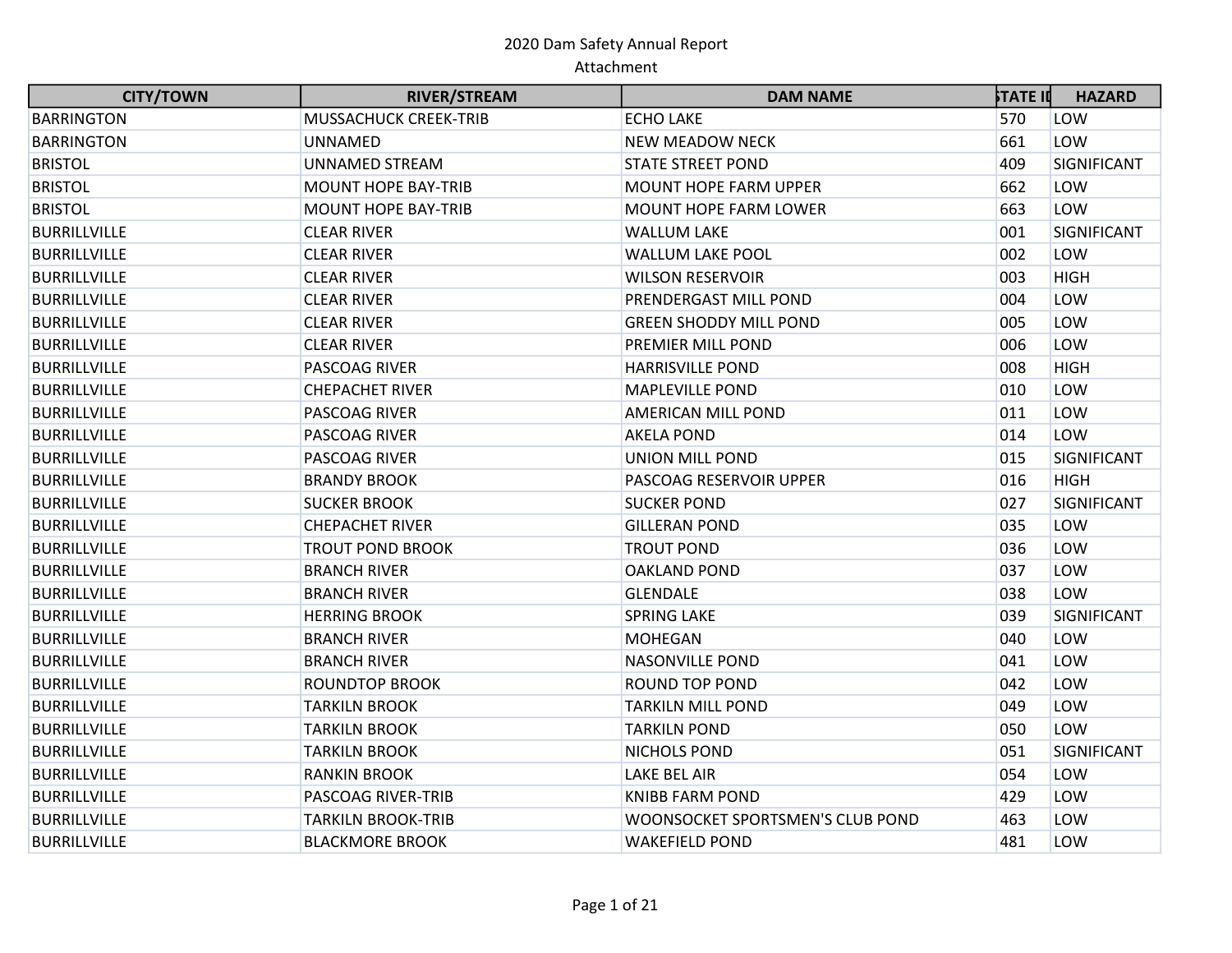2020 Dam Safety Annual Report

Attachment

| CITY/TOWN | RIVER/STREAM | DAM NAME | STATE ID | HAZARD |
|---|---|---|---|---|
| BARRINGTON | MUSSACHUCK CREEK-TRIB | ECHO LAKE | 570 | LOW |
| BARRINGTON | UNNAMED | NEW MEADOW NECK | 661 | LOW |
| BRISTOL | UNNAMED STREAM | STATE STREET POND | 409 | SIGNIFICANT |
| BRISTOL | MOUNT HOPE BAY-TRIB | MOUNT HOPE FARM UPPER | 662 | LOW |
| BRISTOL | MOUNT HOPE BAY-TRIB | MOUNT HOPE FARM LOWER | 663 | LOW |
| BURRILLVILLE | CLEAR RIVER | WALLUM LAKE | 001 | SIGNIFICANT |
| BURRILLVILLE | CLEAR RIVER | WALLUM LAKE POOL | 002 | LOW |
| BURRILLVILLE | CLEAR RIVER | WILSON RESERVOIR | 003 | HIGH |
| BURRILLVILLE | CLEAR RIVER | PRENDERGAST MILL POND | 004 | LOW |
| BURRILLVILLE | CLEAR RIVER | GREEN SHODDY MILL POND | 005 | LOW |
| BURRILLVILLE | CLEAR RIVER | PREMIER MILL POND | 006 | LOW |
| BURRILLVILLE | PASCOAG RIVER | HARRISVILLE POND | 008 | HIGH |
| BURRILLVILLE | CHEPACHET RIVER | MAPLEVILLE POND | 010 | LOW |
| BURRILLVILLE | PASCOAG RIVER | AMERICAN MILL POND | 011 | LOW |
| BURRILLVILLE | PASCOAG RIVER | AKELA POND | 014 | LOW |
| BURRILLVILLE | PASCOAG RIVER | UNION MILL POND | 015 | SIGNIFICANT |
| BURRILLVILLE | BRANDY BROOK | PASCOAG RESERVOIR UPPER | 016 | HIGH |
| BURRILLVILLE | SUCKER BROOK | SUCKER POND | 027 | SIGNIFICANT |
| BURRILLVILLE | CHEPACHET RIVER | GILLERAN POND | 035 | LOW |
| BURRILLVILLE | TROUT POND BROOK | TROUT POND | 036 | LOW |
| BURRILLVILLE | BRANCH RIVER | OAKLAND POND | 037 | LOW |
| BURRILLVILLE | BRANCH RIVER | GLENDALE | 038 | LOW |
| BURRILLVILLE | HERRING BROOK | SPRING LAKE | 039 | SIGNIFICANT |
| BURRILLVILLE | BRANCH RIVER | MOHEGAN | 040 | LOW |
| BURRILLVILLE | BRANCH RIVER | NASONVILLE POND | 041 | LOW |
| BURRILLVILLE | ROUNDTOP BROOK | ROUND TOP POND | 042 | LOW |
| BURRILLVILLE | TARKILN BROOK | TARKILN MILL POND | 049 | LOW |
| BURRILLVILLE | TARKILN BROOK | TARKILN POND | 050 | LOW |
| BURRILLVILLE | TARKILN BROOK | NICHOLS POND | 051 | SIGNIFICANT |
| BURRILLVILLE | RANKIN BROOK | LAKE BEL AIR | 054 | LOW |
| BURRILLVILLE | PASCOAG RIVER-TRIB | KNIBB FARM POND | 429 | LOW |
| BURRILLVILLE | TARKILN BROOK-TRIB | WOONSOCKET SPORTSMEN'S CLUB POND | 463 | LOW |
| BURRILLVILLE | BLACKMORE BROOK | WAKEFIELD POND | 481 | LOW |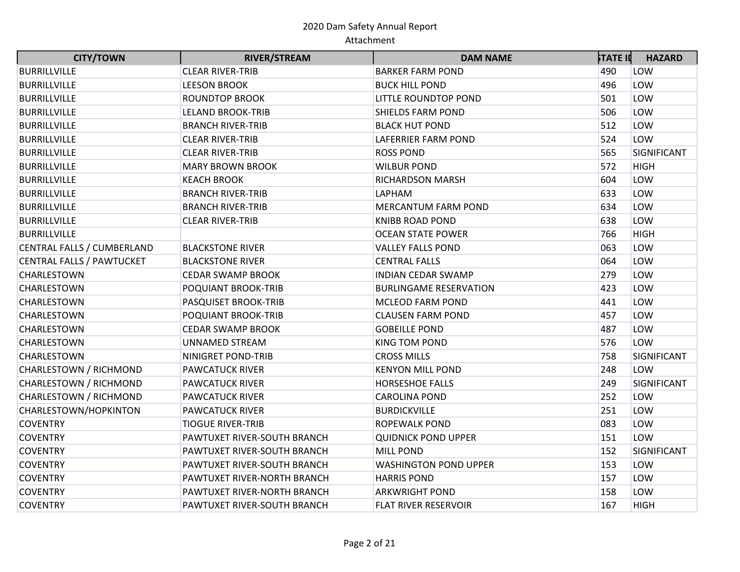| CITY/TOWN | RIVER/STREAM | DAM NAME | STATE ID | HAZARD |
| --- | --- | --- | --- | --- |
| BURRILLVILLE | CLEAR RIVER-TRIB | BARKER FARM POND | 490 | LOW |
| BURRILLVILLE | LEESON BROOK | BUCK HILL POND | 496 | LOW |
| BURRILLVILLE | ROUNDTOP BROOK | LITTLE ROUNDTOP POND | 501 | LOW |
| BURRILLVILLE | LELAND BROOK-TRIB | SHIELDS FARM POND | 506 | LOW |
| BURRILLVILLE | BRANCH RIVER-TRIB | BLACK HUT POND | 512 | LOW |
| BURRILLVILLE | CLEAR RIVER-TRIB | LAFERRIER FARM POND | 524 | LOW |
| BURRILLVILLE | CLEAR RIVER-TRIB | ROSS POND | 565 | SIGNIFICANT |
| BURRILLVILLE | MARY BROWN BROOK | WILBUR POND | 572 | HIGH |
| BURRILLVILLE | KEACH BROOK | RICHARDSON MARSH | 604 | LOW |
| BURRILLVILLE | BRANCH RIVER-TRIB | LAPHAM | 633 | LOW |
| BURRILLVILLE | BRANCH RIVER-TRIB | MERCANTUM FARM POND | 634 | LOW |
| BURRILLVILLE | CLEAR RIVER-TRIB | KNIBB ROAD POND | 638 | LOW |
| BURRILLVILLE | | OCEAN STATE POWER | 766 | HIGH |
| CENTRAL FALLS / CUMBERLAND | BLACKSTONE RIVER | VALLEY FALLS POND | 063 | LOW |
| CENTRAL FALLS / PAWTUCKET | BLACKSTONE RIVER | CENTRAL FALLS | 064 | LOW |
| CHARLESTOWN | CEDAR SWAMP BROOK | INDIAN CEDAR SWAMP | 279 | LOW |
| CHARLESTOWN | POQUIANT BROOK-TRIB | BURLINGAME RESERVATION | 423 | LOW |
| CHARLESTOWN | PASQUISET BROOK-TRIB | MCLEOD FARM POND | 441 | LOW |
| CHARLESTOWN | POQUIANT BROOK-TRIB | CLAUSEN FARM POND | 457 | LOW |
| CHARLESTOWN | CEDAR SWAMP BROOK | GOBEILLE POND | 487 | LOW |
| CHARLESTOWN | UNNAMED STREAM | KING TOM POND | 576 | LOW |
| CHARLESTOWN | NINIGRET POND-TRIB | CROSS MILLS | 758 | SIGNIFICANT |
| CHARLESTOWN / RICHMOND | PAWCATUCK RIVER | KENYON MILL POND | 248 | LOW |
| CHARLESTOWN / RICHMOND | PAWCATUCK RIVER | HORSESHOE FALLS | 249 | SIGNIFICANT |
| CHARLESTOWN / RICHMOND | PAWCATUCK RIVER | CAROLINA POND | 252 | LOW |
| CHARLESTOWN/HOPKINTON | PAWCATUCK RIVER | BURDICKVILLE | 251 | LOW |
| COVENTRY | TIOGUE RIVER-TRIB | ROPEWALK POND | 083 | LOW |
| COVENTRY | PAWTUXET RIVER-SOUTH BRANCH | QUIDNICK POND UPPER | 151 | LOW |
| COVENTRY | PAWTUXET RIVER-SOUTH BRANCH | MILL POND | 152 | SIGNIFICANT |
| COVENTRY | PAWTUXET RIVER-SOUTH BRANCH | WASHINGTON POND UPPER | 153 | LOW |
| COVENTRY | PAWTUXET RIVER-NORTH BRANCH | HARRIS POND | 157 | LOW |
| COVENTRY | PAWTUXET RIVER-NORTH BRANCH | ARKWRIGHT POND | 158 | LOW |
| COVENTRY | PAWTUXET RIVER-SOUTH BRANCH | FLAT RIVER RESERVOIR | 167 | HIGH |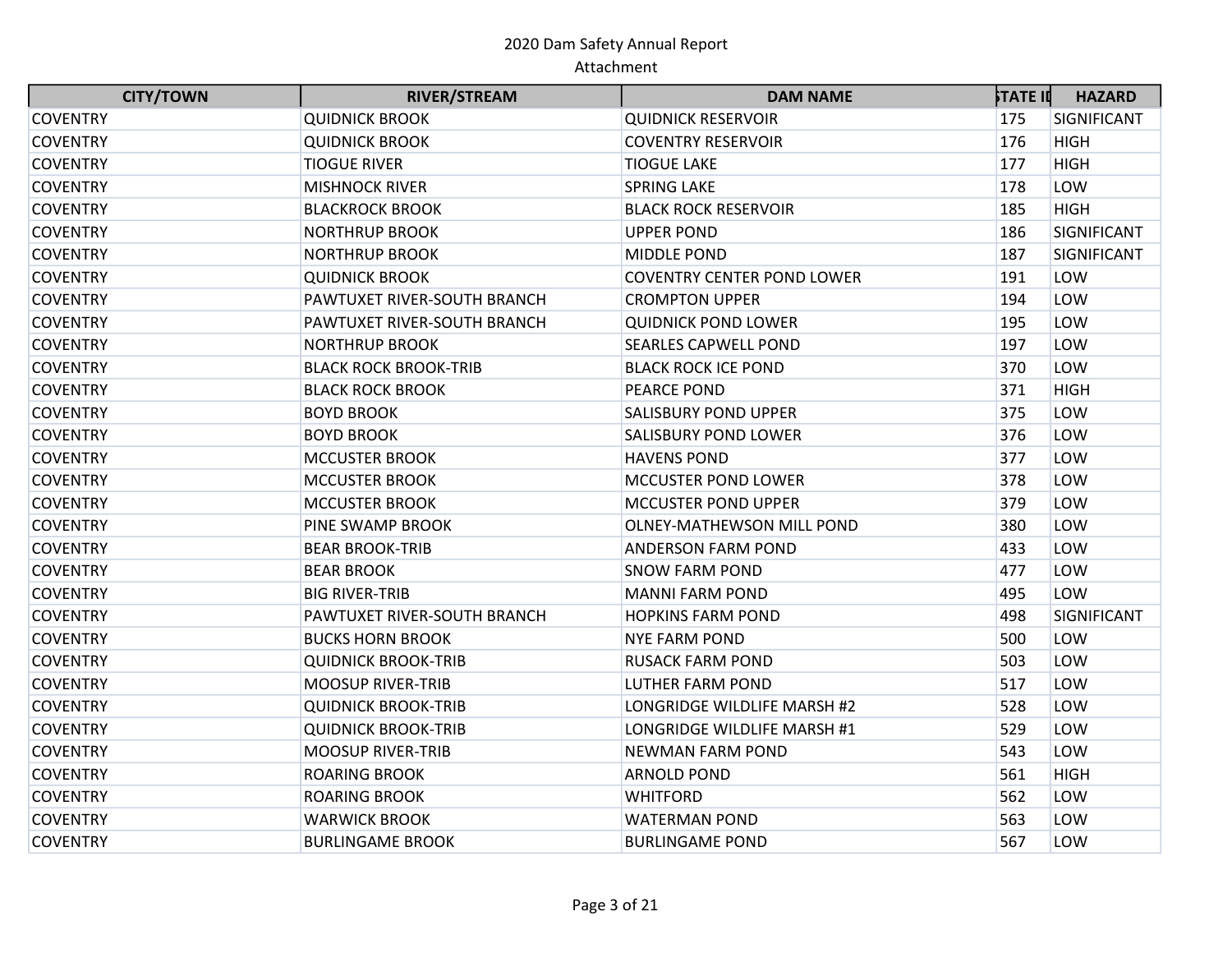2020 Dam Safety Annual Report

Attachment

| CITY/TOWN | RIVER/STREAM | DAM NAME | STATE ID | HAZARD |
|---|---|---|---|---|
| COVENTRY | QUIDNICK BROOK | QUIDNICK RESERVOIR | 175 | SIGNIFICANT |
| COVENTRY | QUIDNICK BROOK | COVENTRY RESERVOIR | 176 | HIGH |
| COVENTRY | TIOGUE RIVER | TIOGUE LAKE | 177 | HIGH |
| COVENTRY | MISHNOCK RIVER | SPRING LAKE | 178 | LOW |
| COVENTRY | BLACKROCK BROOK | BLACK ROCK RESERVOIR | 185 | HIGH |
| COVENTRY | NORTHRUP BROOK | UPPER POND | 186 | SIGNIFICANT |
| COVENTRY | NORTHRUP BROOK | MIDDLE POND | 187 | SIGNIFICANT |
| COVENTRY | QUIDNICK BROOK | COVENTRY CENTER POND LOWER | 191 | LOW |
| COVENTRY | PAWTUXET RIVER-SOUTH BRANCH | CROMPTON UPPER | 194 | LOW |
| COVENTRY | PAWTUXET RIVER-SOUTH BRANCH | QUIDNICK POND LOWER | 195 | LOW |
| COVENTRY | NORTHRUP BROOK | SEARLES CAPWELL POND | 197 | LOW |
| COVENTRY | BLACK ROCK BROOK-TRIB | BLACK ROCK ICE POND | 370 | LOW |
| COVENTRY | BLACK ROCK BROOK | PEARCE POND | 371 | HIGH |
| COVENTRY | BOYD BROOK | SALISBURY POND UPPER | 375 | LOW |
| COVENTRY | BOYD BROOK | SALISBURY POND LOWER | 376 | LOW |
| COVENTRY | MCCUSTER BROOK | HAVENS POND | 377 | LOW |
| COVENTRY | MCCUSTER BROOK | MCCUSTER POND LOWER | 378 | LOW |
| COVENTRY | MCCUSTER BROOK | MCCUSTER POND UPPER | 379 | LOW |
| COVENTRY | PINE SWAMP BROOK | OLNEY-MATHEWSON MILL POND | 380 | LOW |
| COVENTRY | BEAR BROOK-TRIB | ANDERSON FARM POND | 433 | LOW |
| COVENTRY | BEAR BROOK | SNOW FARM POND | 477 | LOW |
| COVENTRY | BIG RIVER-TRIB | MANNI FARM POND | 495 | LOW |
| COVENTRY | PAWTUXET RIVER-SOUTH BRANCH | HOPKINS FARM POND | 498 | SIGNIFICANT |
| COVENTRY | BUCKS HORN BROOK | NYE FARM POND | 500 | LOW |
| COVENTRY | QUIDNICK BROOK-TRIB | RUSACK FARM POND | 503 | LOW |
| COVENTRY | MOOSUP RIVER-TRIB | LUTHER FARM POND | 517 | LOW |
| COVENTRY | QUIDNICK BROOK-TRIB | LONGRIDGE WILDLIFE MARSH #2 | 528 | LOW |
| COVENTRY | QUIDNICK BROOK-TRIB | LONGRIDGE WILDLIFE MARSH #1 | 529 | LOW |
| COVENTRY | MOOSUP RIVER-TRIB | NEWMAN FARM POND | 543 | LOW |
| COVENTRY | ROARING BROOK | ARNOLD POND | 561 | HIGH |
| COVENTRY | ROARING BROOK | WHITFORD | 562 | LOW |
| COVENTRY | WARWICK BROOK | WATERMAN POND | 563 | LOW |
| COVENTRY | BURLINGAME BROOK | BURLINGAME POND | 567 | LOW |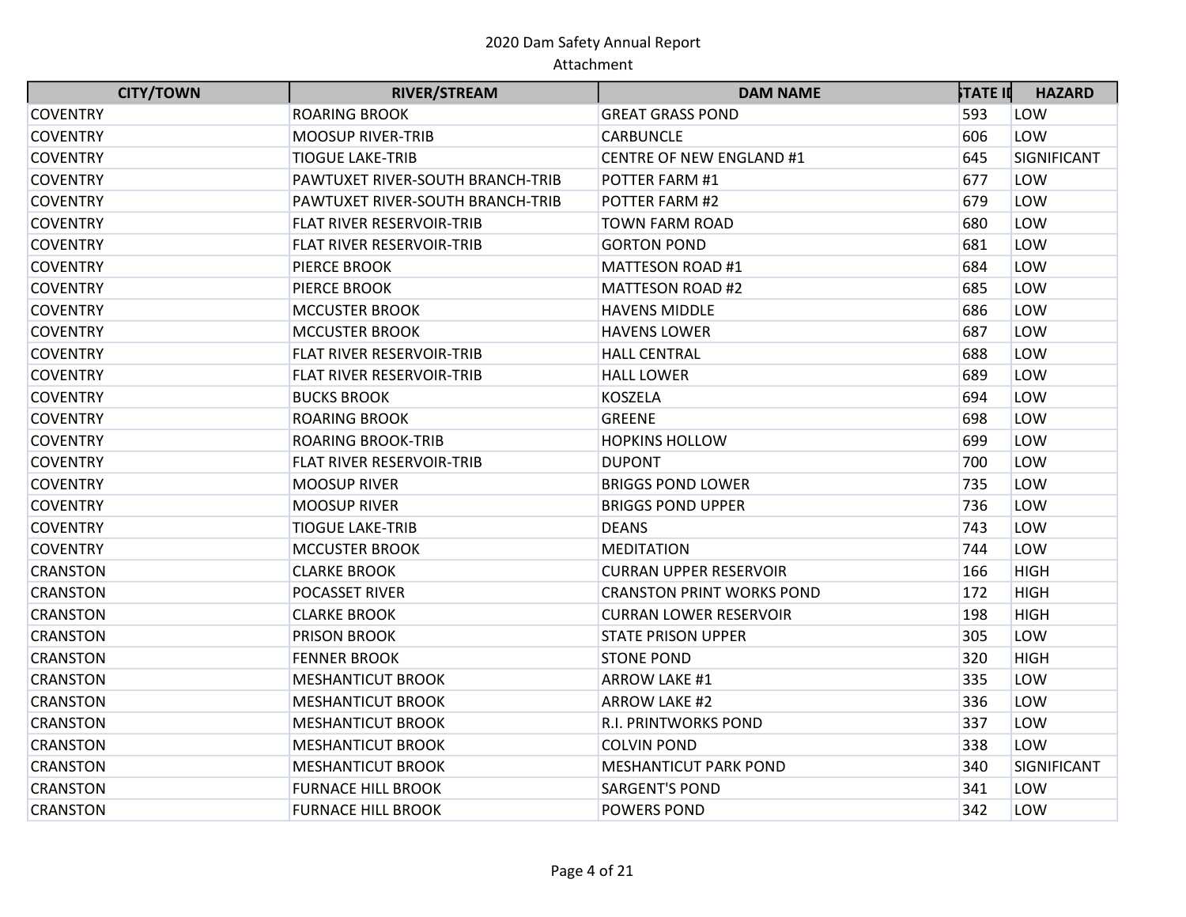2020 Dam Safety Annual Report
Attachment

| CITY/TOWN | RIVER/STREAM | DAM NAME | STATE ID | HAZARD |
|---|---|---|---|---|
| COVENTRY | ROARING BROOK | GREAT GRASS POND | 593 | LOW |
| COVENTRY | MOOSUP RIVER-TRIB | CARBUNCLE | 606 | LOW |
| COVENTRY | TIOGUE LAKE-TRIB | CENTRE OF NEW ENGLAND #1 | 645 | SIGNIFICANT |
| COVENTRY | PAWTUXET RIVER-SOUTH BRANCH-TRIB | POTTER FARM #1 | 677 | LOW |
| COVENTRY | PAWTUXET RIVER-SOUTH BRANCH-TRIB | POTTER FARM #2 | 679 | LOW |
| COVENTRY | FLAT RIVER RESERVOIR-TRIB | TOWN FARM ROAD | 680 | LOW |
| COVENTRY | FLAT RIVER RESERVOIR-TRIB | GORTON POND | 681 | LOW |
| COVENTRY | PIERCE BROOK | MATTESON ROAD #1 | 684 | LOW |
| COVENTRY | PIERCE BROOK | MATTESON ROAD #2 | 685 | LOW |
| COVENTRY | MCCUSTER BROOK | HAVENS MIDDLE | 686 | LOW |
| COVENTRY | MCCUSTER BROOK | HAVENS LOWER | 687 | LOW |
| COVENTRY | FLAT RIVER RESERVOIR-TRIB | HALL CENTRAL | 688 | LOW |
| COVENTRY | FLAT RIVER RESERVOIR-TRIB | HALL LOWER | 689 | LOW |
| COVENTRY | BUCKS BROOK | KOSZELA | 694 | LOW |
| COVENTRY | ROARING BROOK | GREENE | 698 | LOW |
| COVENTRY | ROARING BROOK-TRIB | HOPKINS HOLLOW | 699 | LOW |
| COVENTRY | FLAT RIVER RESERVOIR-TRIB | DUPONT | 700 | LOW |
| COVENTRY | MOOSUP RIVER | BRIGGS POND LOWER | 735 | LOW |
| COVENTRY | MOOSUP RIVER | BRIGGS POND UPPER | 736 | LOW |
| COVENTRY | TIOGUE LAKE-TRIB | DEANS | 743 | LOW |
| COVENTRY | MCCUSTER BROOK | MEDITATION | 744 | LOW |
| CRANSTON | CLARKE BROOK | CURRAN UPPER RESERVOIR | 166 | HIGH |
| CRANSTON | POCASSET RIVER | CRANSTON PRINT WORKS POND | 172 | HIGH |
| CRANSTON | CLARKE BROOK | CURRAN LOWER RESERVOIR | 198 | HIGH |
| CRANSTON | PRISON BROOK | STATE PRISON UPPER | 305 | LOW |
| CRANSTON | FENNER BROOK | STONE POND | 320 | HIGH |
| CRANSTON | MESHANTICUT BROOK | ARROW LAKE #1 | 335 | LOW |
| CRANSTON | MESHANTICUT BROOK | ARROW LAKE #2 | 336 | LOW |
| CRANSTON | MESHANTICUT BROOK | R.I. PRINTWORKS POND | 337 | LOW |
| CRANSTON | MESHANTICUT BROOK | COLVIN POND | 338 | LOW |
| CRANSTON | MESHANTICUT BROOK | MESHANTICUT PARK POND | 340 | SIGNIFICANT |
| CRANSTON | FURNACE HILL BROOK | SARGENT'S POND | 341 | LOW |
| CRANSTON | FURNACE HILL BROOK | POWERS POND | 342 | LOW |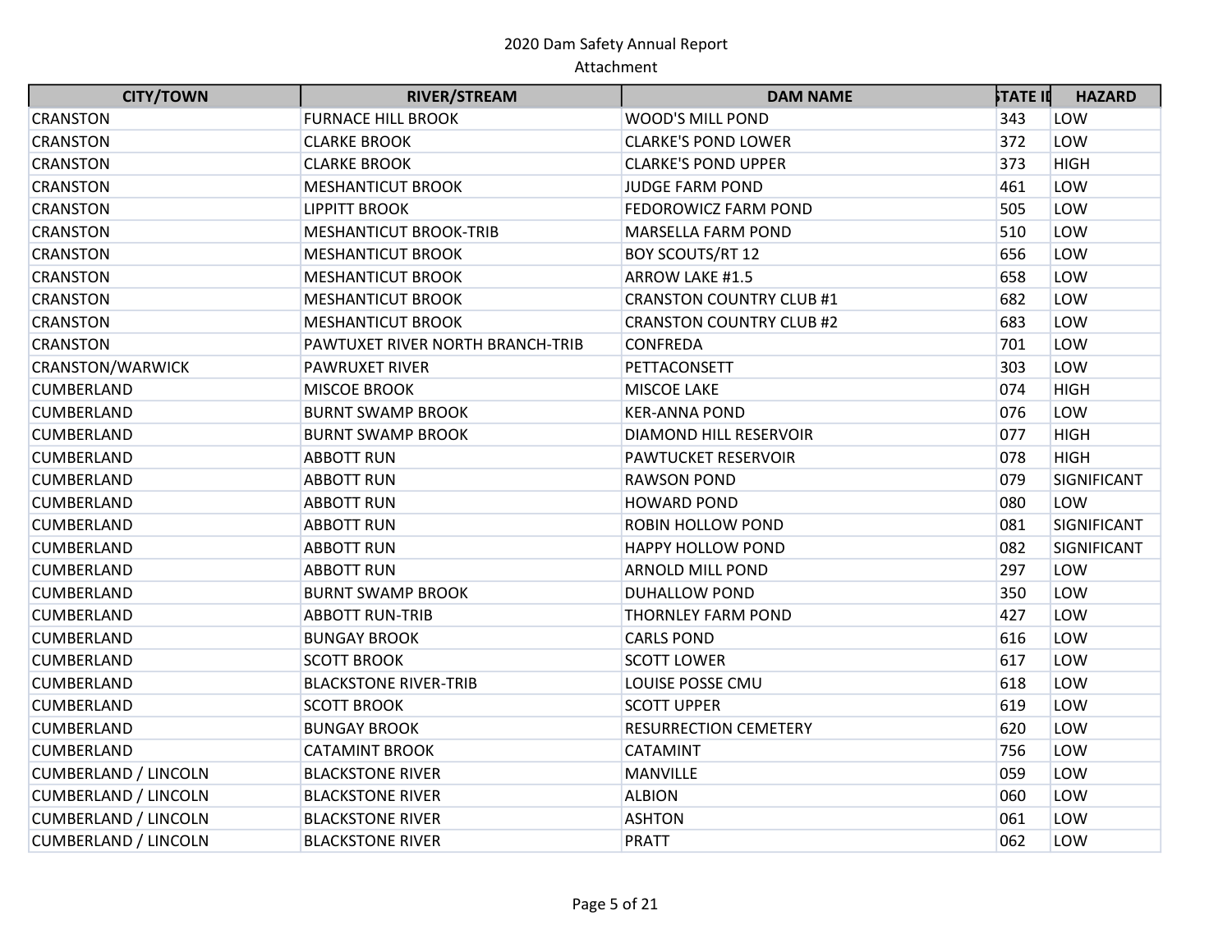| CITY/TOWN | RIVER/STREAM | DAM NAME | STATE ID | HAZARD |
|---|---|---|---|---|
| CRANSTON | FURNACE HILL BROOK | WOOD'S MILL POND | 343 | LOW |
| CRANSTON | CLARKE BROOK | CLARKE'S POND LOWER | 372 | LOW |
| CRANSTON | CLARKE BROOK | CLARKE'S POND UPPER | 373 | HIGH |
| CRANSTON | MESHANTICUT BROOK | JUDGE FARM POND | 461 | LOW |
| CRANSTON | LIPPITT BROOK | FEDOROWICZ FARM POND | 505 | LOW |
| CRANSTON | MESHANTICUT BROOK-TRIB | MARSELLA FARM POND | 510 | LOW |
| CRANSTON | MESHANTICUT BROOK | BOY SCOUTS/RT 12 | 656 | LOW |
| CRANSTON | MESHANTICUT BROOK | ARROW LAKE #1.5 | 658 | LOW |
| CRANSTON | MESHANTICUT BROOK | CRANSTON COUNTRY CLUB #1 | 682 | LOW |
| CRANSTON | MESHANTICUT BROOK | CRANSTON COUNTRY CLUB #2 | 683 | LOW |
| CRANSTON | PAWTUXET RIVER NORTH BRANCH-TRIB | CONFREDA | 701 | LOW |
| CRANSTON/WARWICK | PAWRUXET RIVER | PETTACONSETT | 303 | LOW |
| CUMBERLAND | MISCOE BROOK | MISCOE LAKE | 074 | HIGH |
| CUMBERLAND | BURNT SWAMP BROOK | KER-ANNA POND | 076 | LOW |
| CUMBERLAND | BURNT SWAMP BROOK | DIAMOND HILL RESERVOIR | 077 | HIGH |
| CUMBERLAND | ABBOTT RUN | PAWTUCKET RESERVOIR | 078 | HIGH |
| CUMBERLAND | ABBOTT RUN | RAWSON POND | 079 | SIGNIFICANT |
| CUMBERLAND | ABBOTT RUN | HOWARD POND | 080 | LOW |
| CUMBERLAND | ABBOTT RUN | ROBIN HOLLOW POND | 081 | SIGNIFICANT |
| CUMBERLAND | ABBOTT RUN | HAPPY HOLLOW POND | 082 | SIGNIFICANT |
| CUMBERLAND | ABBOTT RUN | ARNOLD MILL POND | 297 | LOW |
| CUMBERLAND | BURNT SWAMP BROOK | DUHALLOW POND | 350 | LOW |
| CUMBERLAND | ABBOTT RUN-TRIB | THORNLEY FARM POND | 427 | LOW |
| CUMBERLAND | BUNGAY BROOK | CARLS POND | 616 | LOW |
| CUMBERLAND | SCOTT BROOK | SCOTT LOWER | 617 | LOW |
| CUMBERLAND | BLACKSTONE RIVER-TRIB | LOUISE POSSE CMU | 618 | LOW |
| CUMBERLAND | SCOTT BROOK | SCOTT UPPER | 619 | LOW |
| CUMBERLAND | BUNGAY BROOK | RESURRECTION CEMETERY | 620 | LOW |
| CUMBERLAND | CATAMINT BROOK | CATAMINT | 756 | LOW |
| CUMBERLAND / LINCOLN | BLACKSTONE RIVER | MANVILLE | 059 | LOW |
| CUMBERLAND / LINCOLN | BLACKSTONE RIVER | ALBION | 060 | LOW |
| CUMBERLAND / LINCOLN | BLACKSTONE RIVER | ASHTON | 061 | LOW |
| CUMBERLAND / LINCOLN | BLACKSTONE RIVER | PRATT | 062 | LOW |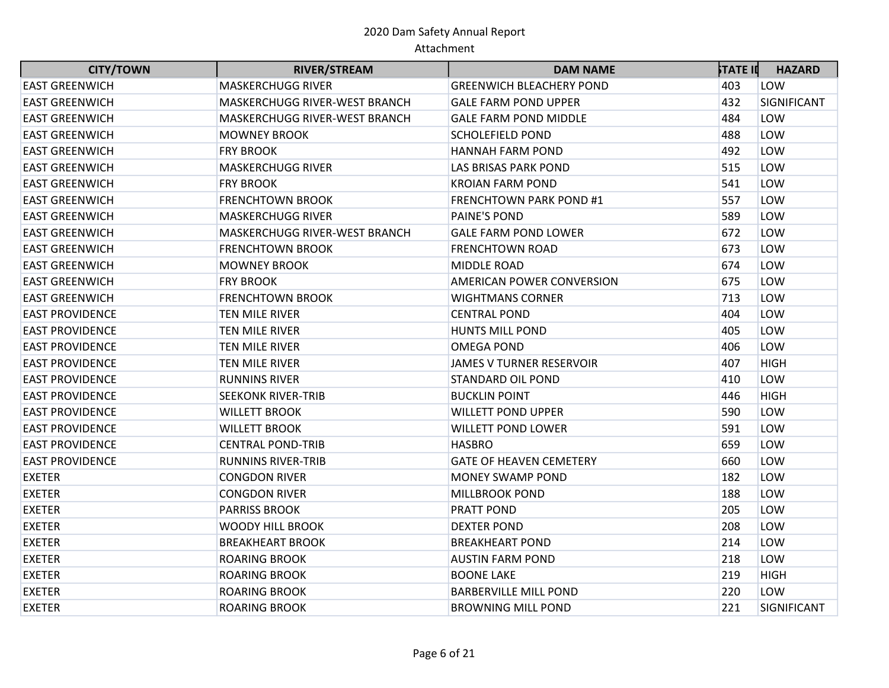2020 Dam Safety Annual Report
Attachment

| CITY/TOWN | RIVER/STREAM | DAM NAME | STATE ID | HAZARD |
|---|---|---|---|---|
| EAST GREENWICH | MASKERCHUGG RIVER | GREENWICH BLEACHERY POND | 403 | LOW |
| EAST GREENWICH | MASKERCHUGG RIVER-WEST BRANCH | GALE FARM POND UPPER | 432 | SIGNIFICANT |
| EAST GREENWICH | MASKERCHUGG RIVER-WEST BRANCH | GALE FARM POND MIDDLE | 484 | LOW |
| EAST GREENWICH | MOWNEY BROOK | SCHOLEFIELD POND | 488 | LOW |
| EAST GREENWICH | FRY BROOK | HANNAH FARM POND | 492 | LOW |
| EAST GREENWICH | MASKERCHUGG RIVER | LAS BRISAS PARK POND | 515 | LOW |
| EAST GREENWICH | FRY BROOK | KROIAN FARM POND | 541 | LOW |
| EAST GREENWICH | FRENCHTOWN BROOK | FRENCHTOWN PARK POND #1 | 557 | LOW |
| EAST GREENWICH | MASKERCHUGG RIVER | PAINE'S POND | 589 | LOW |
| EAST GREENWICH | MASKERCHUGG RIVER-WEST BRANCH | GALE FARM POND LOWER | 672 | LOW |
| EAST GREENWICH | FRENCHTOWN BROOK | FRENCHTOWN ROAD | 673 | LOW |
| EAST GREENWICH | MOWNEY BROOK | MIDDLE ROAD | 674 | LOW |
| EAST GREENWICH | FRY BROOK | AMERICAN POWER CONVERSION | 675 | LOW |
| EAST GREENWICH | FRENCHTOWN BROOK | WIGHTMANS CORNER | 713 | LOW |
| EAST PROVIDENCE | TEN MILE RIVER | CENTRAL POND | 404 | LOW |
| EAST PROVIDENCE | TEN MILE RIVER | HUNTS MILL POND | 405 | LOW |
| EAST PROVIDENCE | TEN MILE RIVER | OMEGA POND | 406 | LOW |
| EAST PROVIDENCE | TEN MILE RIVER | JAMES V TURNER RESERVOIR | 407 | HIGH |
| EAST PROVIDENCE | RUNNINS RIVER | STANDARD OIL POND | 410 | LOW |
| EAST PROVIDENCE | SEEKONK RIVER-TRIB | BUCKLIN POINT | 446 | HIGH |
| EAST PROVIDENCE | WILLETT BROOK | WILLETT POND UPPER | 590 | LOW |
| EAST PROVIDENCE | WILLETT BROOK | WILLETT POND LOWER | 591 | LOW |
| EAST PROVIDENCE | CENTRAL POND-TRIB | HASBRO | 659 | LOW |
| EAST PROVIDENCE | RUNNINS RIVER-TRIB | GATE OF HEAVEN CEMETERY | 660 | LOW |
| EXETER | CONGDON RIVER | MONEY SWAMP POND | 182 | LOW |
| EXETER | CONGDON RIVER | MILLBROOK POND | 188 | LOW |
| EXETER | PARRISS BROOK | PRATT POND | 205 | LOW |
| EXETER | WOODY HILL BROOK | DEXTER POND | 208 | LOW |
| EXETER | BREAKHEART BROOK | BREAKHEART POND | 214 | LOW |
| EXETER | ROARING BROOK | AUSTIN FARM POND | 218 | LOW |
| EXETER | ROARING BROOK | BOONE LAKE | 219 | HIGH |
| EXETER | ROARING BROOK | BARBERVILLE MILL POND | 220 | LOW |
| EXETER | ROARING BROOK | BROWNING MILL POND | 221 | SIGNIFICANT |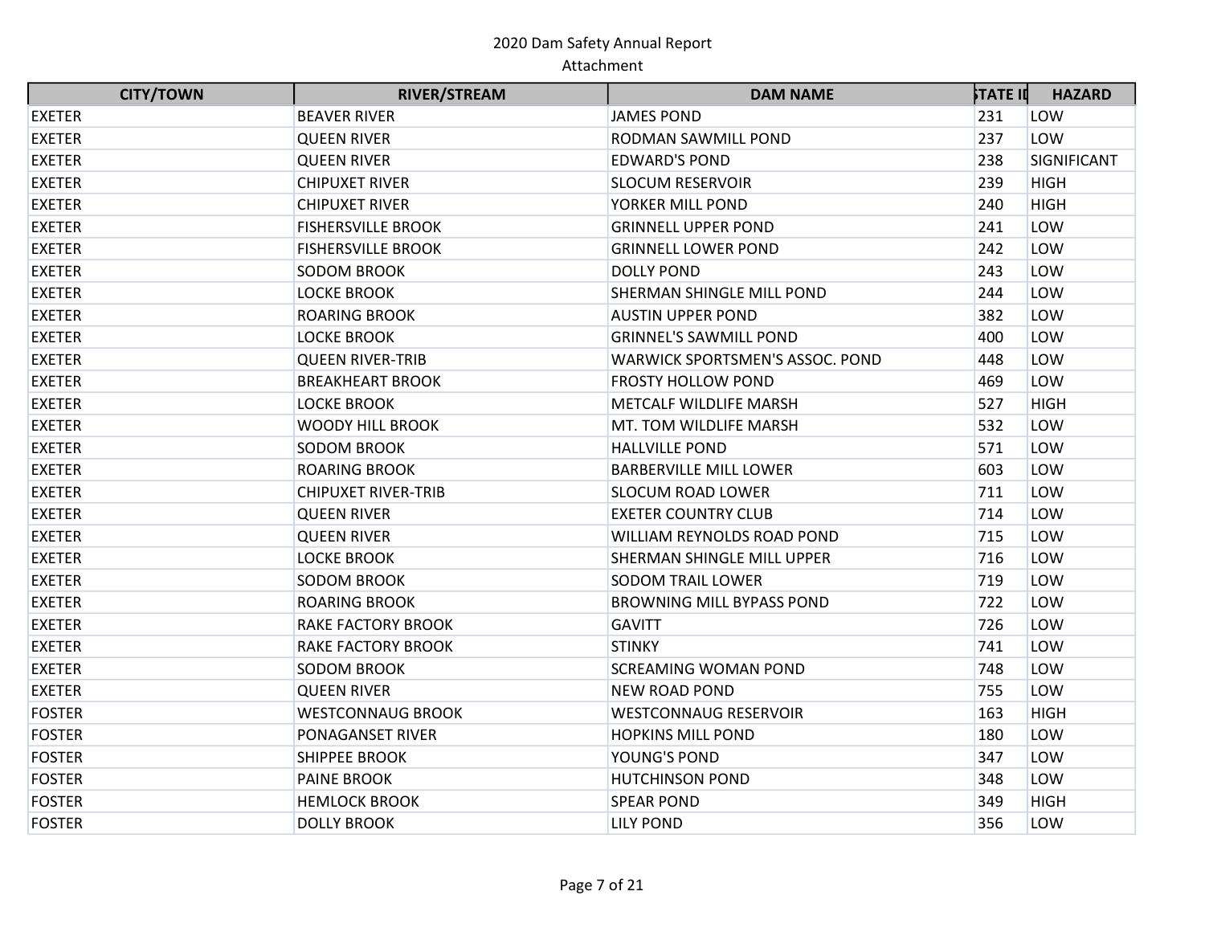2020 Dam Safety Annual Report
Attachment

| CITY/TOWN | RIVER/STREAM | DAM NAME | STATE ID | HAZARD |
|---|---|---|---|---|
| EXETER | BEAVER RIVER | JAMES POND | 231 | LOW |
| EXETER | QUEEN RIVER | RODMAN SAWMILL POND | 237 | LOW |
| EXETER | QUEEN RIVER | EDWARD'S POND | 238 | SIGNIFICANT |
| EXETER | CHIPUXET RIVER | SLOCUM RESERVOIR | 239 | HIGH |
| EXETER | CHIPUXET RIVER | YORKER MILL POND | 240 | HIGH |
| EXETER | FISHERSVILLE BROOK | GRINNELL UPPER POND | 241 | LOW |
| EXETER | FISHERSVILLE BROOK | GRINNELL LOWER POND | 242 | LOW |
| EXETER | SODOM BROOK | DOLLY POND | 243 | LOW |
| EXETER | LOCKE BROOK | SHERMAN SHINGLE MILL POND | 244 | LOW |
| EXETER | ROARING BROOK | AUSTIN UPPER POND | 382 | LOW |
| EXETER | LOCKE BROOK | GRINNEL'S SAWMILL POND | 400 | LOW |
| EXETER | QUEEN RIVER-TRIB | WARWICK SPORTSMEN'S ASSOC. POND | 448 | LOW |
| EXETER | BREAKHEART BROOK | FROSTY HOLLOW POND | 469 | LOW |
| EXETER | LOCKE BROOK | METCALF WILDLIFE MARSH | 527 | HIGH |
| EXETER | WOODY HILL BROOK | MT. TOM WILDLIFE MARSH | 532 | LOW |
| EXETER | SODOM BROOK | HALLVILLE POND | 571 | LOW |
| EXETER | ROARING BROOK | BARBERVILLE MILL LOWER | 603 | LOW |
| EXETER | CHIPUXET RIVER-TRIB | SLOCUM ROAD LOWER | 711 | LOW |
| EXETER | QUEEN RIVER | EXETER COUNTRY CLUB | 714 | LOW |
| EXETER | QUEEN RIVER | WILLIAM REYNOLDS ROAD POND | 715 | LOW |
| EXETER | LOCKE BROOK | SHERMAN SHINGLE MILL UPPER | 716 | LOW |
| EXETER | SODOM BROOK | SODOM TRAIL LOWER | 719 | LOW |
| EXETER | ROARING BROOK | BROWNING MILL BYPASS POND | 722 | LOW |
| EXETER | RAKE FACTORY BROOK | GAVITT | 726 | LOW |
| EXETER | RAKE FACTORY BROOK | STINKY | 741 | LOW |
| EXETER | SODOM BROOK | SCREAMING WOMAN POND | 748 | LOW |
| EXETER | QUEEN RIVER | NEW ROAD POND | 755 | LOW |
| FOSTER | WESTCONNAUG BROOK | WESTCONNAUG RESERVOIR | 163 | HIGH |
| FOSTER | PONAGANSET RIVER | HOPKINS MILL POND | 180 | LOW |
| FOSTER | SHIPPEE BROOK | YOUNG'S POND | 347 | LOW |
| FOSTER | PAINE BROOK | HUTCHINSON POND | 348 | LOW |
| FOSTER | HEMLOCK BROOK | SPEAR POND | 349 | HIGH |
| FOSTER | DOLLY BROOK | LILY POND | 356 | LOW |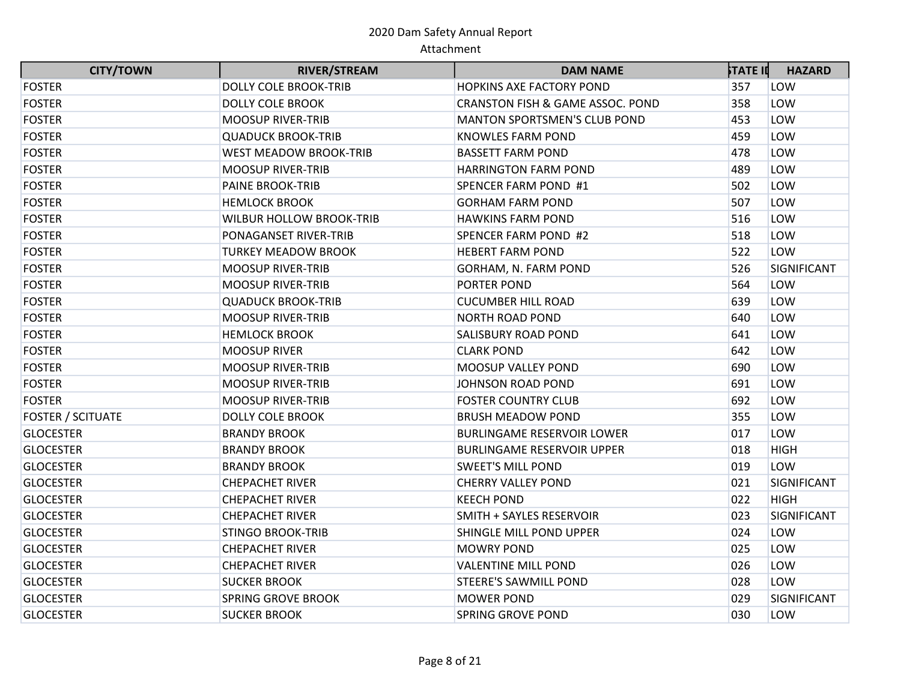2020 Dam Safety Annual Report

Attachment

| CITY/TOWN | RIVER/STREAM | DAM NAME | STATE ID | HAZARD |
|---|---|---|---|---|
| FOSTER | DOLLY COLE BROOK-TRIB | HOPKINS AXE FACTORY POND | 357 | LOW |
| FOSTER | DOLLY COLE BROOK | CRANSTON FISH & GAME ASSOC. POND | 358 | LOW |
| FOSTER | MOOSUP RIVER-TRIB | MANTON SPORTSMEN'S CLUB POND | 453 | LOW |
| FOSTER | QUADUCK BROOK-TRIB | KNOWLES FARM POND | 459 | LOW |
| FOSTER | WEST MEADOW BROOK-TRIB | BASSETT FARM POND | 478 | LOW |
| FOSTER | MOOSUP RIVER-TRIB | HARRINGTON FARM POND | 489 | LOW |
| FOSTER | PAINE BROOK-TRIB | SPENCER FARM POND #1 | 502 | LOW |
| FOSTER | HEMLOCK BROOK | GORHAM FARM POND | 507 | LOW |
| FOSTER | WILBUR HOLLOW BROOK-TRIB | HAWKINS FARM POND | 516 | LOW |
| FOSTER | PONAGANSET RIVER-TRIB | SPENCER FARM POND #2 | 518 | LOW |
| FOSTER | TURKEY MEADOW BROOK | HEBERT FARM POND | 522 | LOW |
| FOSTER | MOOSUP RIVER-TRIB | GORHAM, N. FARM POND | 526 | SIGNIFICANT |
| FOSTER | MOOSUP RIVER-TRIB | PORTER POND | 564 | LOW |
| FOSTER | QUADUCK BROOK-TRIB | CUCUMBER HILL ROAD | 639 | LOW |
| FOSTER | MOOSUP RIVER-TRIB | NORTH ROAD POND | 640 | LOW |
| FOSTER | HEMLOCK BROOK | SALISBURY ROAD POND | 641 | LOW |
| FOSTER | MOOSUP RIVER | CLARK POND | 642 | LOW |
| FOSTER | MOOSUP RIVER-TRIB | MOOSUP VALLEY POND | 690 | LOW |
| FOSTER | MOOSUP RIVER-TRIB | JOHNSON ROAD POND | 691 | LOW |
| FOSTER | MOOSUP RIVER-TRIB | FOSTER COUNTRY CLUB | 692 | LOW |
| FOSTER / SCITUATE | DOLLY COLE BROOK | BRUSH MEADOW POND | 355 | LOW |
| GLOCESTER | BRANDY BROOK | BURLINGAME RESERVOIR LOWER | 017 | LOW |
| GLOCESTER | BRANDY BROOK | BURLINGAME RESERVOIR UPPER | 018 | HIGH |
| GLOCESTER | BRANDY BROOK | SWEET'S MILL POND | 019 | LOW |
| GLOCESTER | CHEPACHET RIVER | CHERRY VALLEY POND | 021 | SIGNIFICANT |
| GLOCESTER | CHEPACHET RIVER | KEECH POND | 022 | HIGH |
| GLOCESTER | CHEPACHET RIVER | SMITH + SAYLES RESERVOIR | 023 | SIGNIFICANT |
| GLOCESTER | STINGO BROOK-TRIB | SHINGLE MILL POND UPPER | 024 | LOW |
| GLOCESTER | CHEPACHET RIVER | MOWRY POND | 025 | LOW |
| GLOCESTER | CHEPACHET RIVER | VALENTINE MILL POND | 026 | LOW |
| GLOCESTER | SUCKER BROOK | STEERE'S SAWMILL POND | 028 | LOW |
| GLOCESTER | SPRING GROVE BROOK | MOWER POND | 029 | SIGNIFICANT |
| GLOCESTER | SUCKER BROOK | SPRING GROVE POND | 030 | LOW |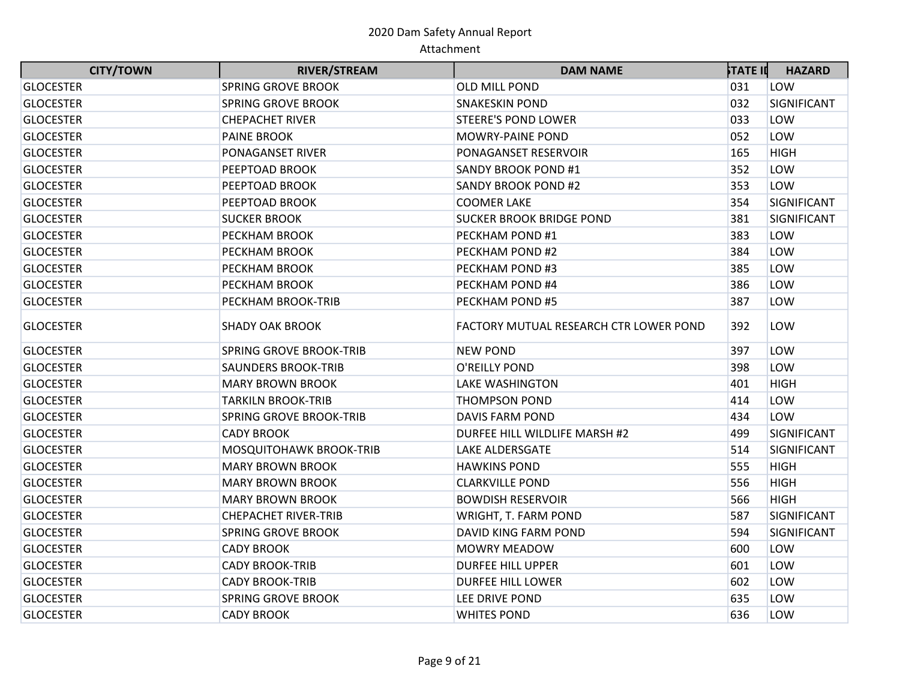| CITY/TOWN | RIVER/STREAM | DAM NAME | STATE ID | HAZARD |
|---|---|---|---|---|
| GLOCESTER | SPRING GROVE BROOK | OLD MILL POND | 031 | LOW |
| GLOCESTER | SPRING GROVE BROOK | SNAKESKIN POND | 032 | SIGNIFICANT |
| GLOCESTER | CHEPACHET RIVER | STEERE'S POND LOWER | 033 | LOW |
| GLOCESTER | PAINE BROOK | MOWRY-PAINE POND | 052 | LOW |
| GLOCESTER | PONAGANSET RIVER | PONAGANSET RESERVOIR | 165 | HIGH |
| GLOCESTER | PEEPTOAD BROOK | SANDY BROOK POND #1 | 352 | LOW |
| GLOCESTER | PEEPTOAD BROOK | SANDY BROOK POND #2 | 353 | LOW |
| GLOCESTER | PEEPTOAD BROOK | COOMER LAKE | 354 | SIGNIFICANT |
| GLOCESTER | SUCKER BROOK | SUCKER BROOK BRIDGE POND | 381 | SIGNIFICANT |
| GLOCESTER | PECKHAM BROOK | PECKHAM POND #1 | 383 | LOW |
| GLOCESTER | PECKHAM BROOK | PECKHAM POND #2 | 384 | LOW |
| GLOCESTER | PECKHAM BROOK | PECKHAM POND #3 | 385 | LOW |
| GLOCESTER | PECKHAM BROOK | PECKHAM POND #4 | 386 | LOW |
| GLOCESTER | PECKHAM BROOK-TRIB | PECKHAM POND #5 | 387 | LOW |
| GLOCESTER | SHADY OAK BROOK | FACTORY MUTUAL RESEARCH CTR LOWER POND | 392 | LOW |
| GLOCESTER | SPRING GROVE BROOK-TRIB | NEW POND | 397 | LOW |
| GLOCESTER | SAUNDERS BROOK-TRIB | O'REILLY POND | 398 | LOW |
| GLOCESTER | MARY BROWN BROOK | LAKE WASHINGTON | 401 | HIGH |
| GLOCESTER | TARKILN BROOK-TRIB | THOMPSON POND | 414 | LOW |
| GLOCESTER | SPRING GROVE BROOK-TRIB | DAVIS FARM POND | 434 | LOW |
| GLOCESTER | CADY BROOK | DURFEE HILL WILDLIFE MARSH #2 | 499 | SIGNIFICANT |
| GLOCESTER | MOSQUITOHAWK BROOK-TRIB | LAKE ALDERSGATE | 514 | SIGNIFICANT |
| GLOCESTER | MARY BROWN BROOK | HAWKINS POND | 555 | HIGH |
| GLOCESTER | MARY BROWN BROOK | CLARKVILLE POND | 556 | HIGH |
| GLOCESTER | MARY BROWN BROOK | BOWDISH RESERVOIR | 566 | HIGH |
| GLOCESTER | CHEPACHET RIVER-TRIB | WRIGHT, T. FARM POND | 587 | SIGNIFICANT |
| GLOCESTER | SPRING GROVE BROOK | DAVID KING FARM POND | 594 | SIGNIFICANT |
| GLOCESTER | CADY BROOK | MOWRY MEADOW | 600 | LOW |
| GLOCESTER | CADY BROOK-TRIB | DURFEE HILL UPPER | 601 | LOW |
| GLOCESTER | CADY BROOK-TRIB | DURFEE HILL LOWER | 602 | LOW |
| GLOCESTER | SPRING GROVE BROOK | LEE DRIVE POND | 635 | LOW |
| GLOCESTER | CADY BROOK | WHITES POND | 636 | LOW |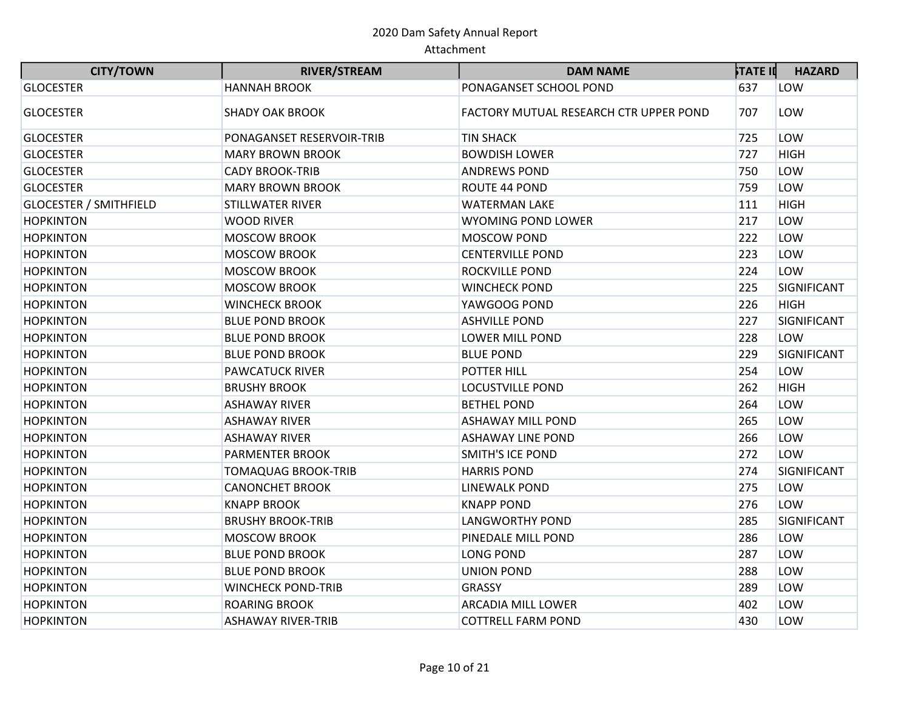2020 Dam Safety Annual Report

Attachment

| CITY/TOWN | RIVER/STREAM | DAM NAME | STATE ID | HAZARD |
|---|---|---|---|---|
| GLOCESTER | HANNAH BROOK | PONAGANSET SCHOOL POND | 637 | LOW |
| GLOCESTER | SHADY OAK BROOK | FACTORY MUTUAL RESEARCH CTR UPPER POND | 707 | LOW |
| GLOCESTER | PONAGANSET RESERVOIR-TRIB | TIN SHACK | 725 | LOW |
| GLOCESTER | MARY BROWN BROOK | BOWDISH LOWER | 727 | HIGH |
| GLOCESTER | CADY BROOK-TRIB | ANDREWS POND | 750 | LOW |
| GLOCESTER | MARY BROWN BROOK | ROUTE 44 POND | 759 | LOW |
| GLOCESTER / SMITHFIELD | STILLWATER RIVER | WATERMAN LAKE | 111 | HIGH |
| HOPKINTON | WOOD RIVER | WYOMING POND LOWER | 217 | LOW |
| HOPKINTON | MOSCOW BROOK | MOSCOW POND | 222 | LOW |
| HOPKINTON | MOSCOW BROOK | CENTERVILLE POND | 223 | LOW |
| HOPKINTON | MOSCOW BROOK | ROCKVILLE POND | 224 | LOW |
| HOPKINTON | MOSCOW BROOK | WINCHECK POND | 225 | SIGNIFICANT |
| HOPKINTON | WINCHECK BROOK | YAWGOOG POND | 226 | HIGH |
| HOPKINTON | BLUE POND BROOK | ASHVILLE POND | 227 | SIGNIFICANT |
| HOPKINTON | BLUE POND BROOK | LOWER MILL POND | 228 | LOW |
| HOPKINTON | BLUE POND BROOK | BLUE POND | 229 | SIGNIFICANT |
| HOPKINTON | PAWCATUCK RIVER | POTTER HILL | 254 | LOW |
| HOPKINTON | BRUSHY BROOK | LOCUSTVILLE POND | 262 | HIGH |
| HOPKINTON | ASHAWAY RIVER | BETHEL POND | 264 | LOW |
| HOPKINTON | ASHAWAY RIVER | ASHAWAY MILL POND | 265 | LOW |
| HOPKINTON | ASHAWAY RIVER | ASHAWAY LINE POND | 266 | LOW |
| HOPKINTON | PARMENTER BROOK | SMITH'S ICE POND | 272 | LOW |
| HOPKINTON | TOMAQUAG BROOK-TRIB | HARRIS POND | 274 | SIGNIFICANT |
| HOPKINTON | CANONCHET BROOK | LINEWALK POND | 275 | LOW |
| HOPKINTON | KNAPP BROOK | KNAPP POND | 276 | LOW |
| HOPKINTON | BRUSHY BROOK-TRIB | LANGWORTHY POND | 285 | SIGNIFICANT |
| HOPKINTON | MOSCOW BROOK | PINEDALE MILL POND | 286 | LOW |
| HOPKINTON | BLUE POND BROOK | LONG POND | 287 | LOW |
| HOPKINTON | BLUE POND BROOK | UNION POND | 288 | LOW |
| HOPKINTON | WINCHECK POND-TRIB | GRASSY | 289 | LOW |
| HOPKINTON | ROARING BROOK | ARCADIA MILL LOWER | 402 | LOW |
| HOPKINTON | ASHAWAY RIVER-TRIB | COTTRELL FARM POND | 430 | LOW |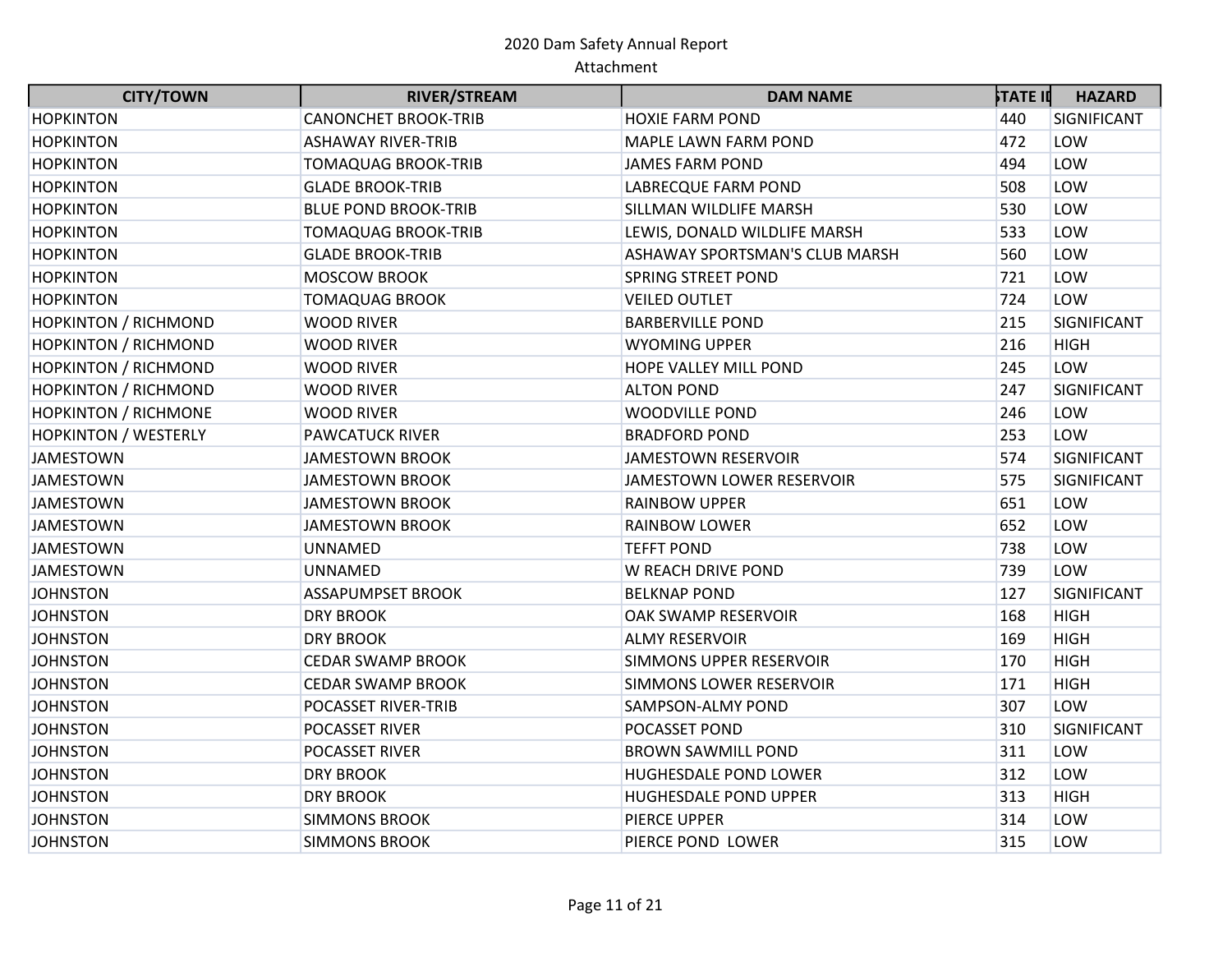2020 Dam Safety Annual Report
Attachment

| CITY/TOWN | RIVER/STREAM | DAM NAME | STATE ID | HAZARD |
| --- | --- | --- | --- | --- |
| HOPKINTON | CANONCHET BROOK-TRIB | HOXIE FARM POND | 440 | SIGNIFICANT |
| HOPKINTON | ASHAWAY RIVER-TRIB | MAPLE LAWN FARM POND | 472 | LOW |
| HOPKINTON | TOMAQUAG BROOK-TRIB | JAMES FARM POND | 494 | LOW |
| HOPKINTON | GLADE BROOK-TRIB | LABRECQUE FARM POND | 508 | LOW |
| HOPKINTON | BLUE POND BROOK-TRIB | SILLMAN WILDLIFE MARSH | 530 | LOW |
| HOPKINTON | TOMAQUAG BROOK-TRIB | LEWIS, DONALD WILDLIFE MARSH | 533 | LOW |
| HOPKINTON | GLADE BROOK-TRIB | ASHAWAY SPORTSMAN'S CLUB MARSH | 560 | LOW |
| HOPKINTON | MOSCOW BROOK | SPRING STREET POND | 721 | LOW |
| HOPKINTON | TOMAQUAG BROOK | VEILED OUTLET | 724 | LOW |
| HOPKINTON / RICHMOND | WOOD RIVER | BARBERVILLE POND | 215 | SIGNIFICANT |
| HOPKINTON / RICHMOND | WOOD RIVER | WYOMING UPPER | 216 | HIGH |
| HOPKINTON / RICHMOND | WOOD RIVER | HOPE VALLEY MILL POND | 245 | LOW |
| HOPKINTON / RICHMOND | WOOD RIVER | ALTON POND | 247 | SIGNIFICANT |
| HOPKINTON / RICHMONE | WOOD RIVER | WOODVILLE POND | 246 | LOW |
| HOPKINTON / WESTERLY | PAWCATUCK RIVER | BRADFORD POND | 253 | LOW |
| JAMESTOWN | JAMESTOWN BROOK | JAMESTOWN RESERVOIR | 574 | SIGNIFICANT |
| JAMESTOWN | JAMESTOWN BROOK | JAMESTOWN LOWER RESERVOIR | 575 | SIGNIFICANT |
| JAMESTOWN | JAMESTOWN BROOK | RAINBOW UPPER | 651 | LOW |
| JAMESTOWN | JAMESTOWN BROOK | RAINBOW LOWER | 652 | LOW |
| JAMESTOWN | UNNAMED | TEFFT POND | 738 | LOW |
| JAMESTOWN | UNNAMED | W REACH DRIVE POND | 739 | LOW |
| JOHNSTON | ASSAPUMPSET BROOK | BELKNAP POND | 127 | SIGNIFICANT |
| JOHNSTON | DRY BROOK | OAK SWAMP RESERVOIR | 168 | HIGH |
| JOHNSTON | DRY BROOK | ALMY RESERVOIR | 169 | HIGH |
| JOHNSTON | CEDAR SWAMP BROOK | SIMMONS UPPER RESERVOIR | 170 | HIGH |
| JOHNSTON | CEDAR SWAMP BROOK | SIMMONS LOWER RESERVOIR | 171 | HIGH |
| JOHNSTON | POCASSET RIVER-TRIB | SAMPSON-ALMY POND | 307 | LOW |
| JOHNSTON | POCASSET RIVER | POCASSET POND | 310 | SIGNIFICANT |
| JOHNSTON | POCASSET RIVER | BROWN SAWMILL POND | 311 | LOW |
| JOHNSTON | DRY BROOK | HUGHESDALE POND LOWER | 312 | LOW |
| JOHNSTON | DRY BROOK | HUGHESDALE POND UPPER | 313 | HIGH |
| JOHNSTON | SIMMONS BROOK | PIERCE UPPER | 314 | LOW |
| JOHNSTON | SIMMONS BROOK | PIERCE POND LOWER | 315 | LOW |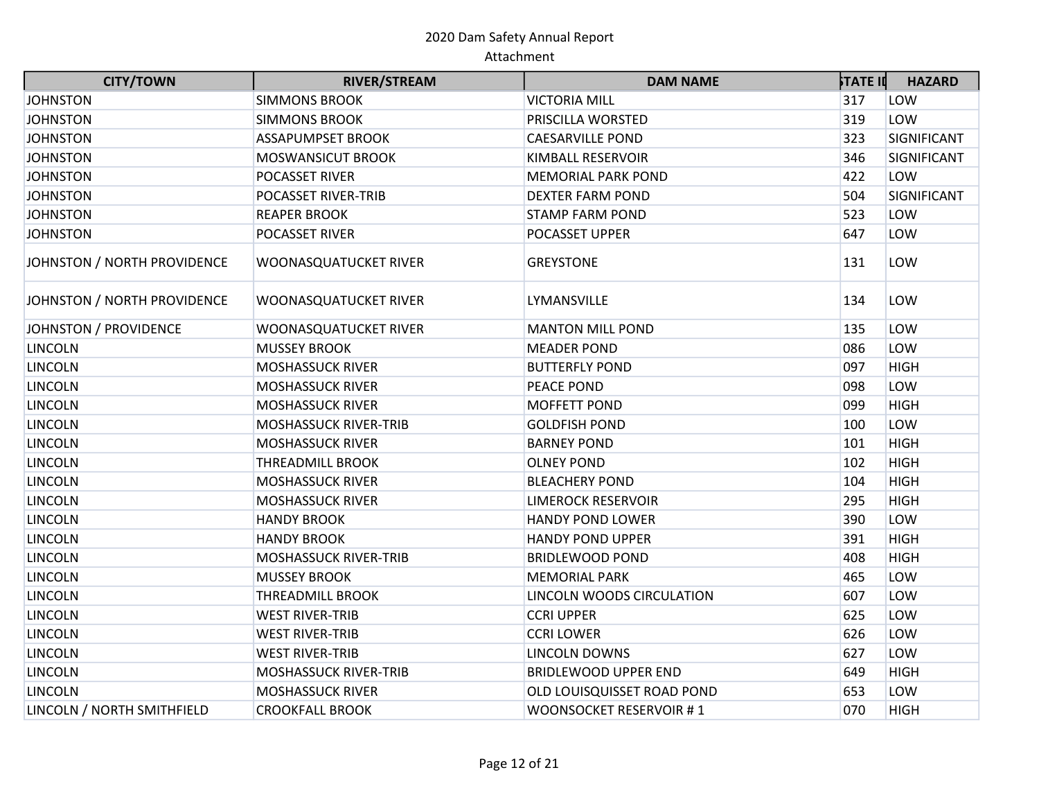2020 Dam Safety Annual Report

Attachment

| CITY/TOWN | RIVER/STREAM | DAM NAME | STATE ID | HAZARD |
|---|---|---|---|---|
| JOHNSTON | SIMMONS BROOK | VICTORIA MILL | 317 | LOW |
| JOHNSTON | SIMMONS BROOK | PRISCILLA WORSTED | 319 | LOW |
| JOHNSTON | ASSAPUMPSET BROOK | CAESARVILLE POND | 323 | SIGNIFICANT |
| JOHNSTON | MOSWANSICUT BROOK | KIMBALL RESERVOIR | 346 | SIGNIFICANT |
| JOHNSTON | POCASSET RIVER | MEMORIAL PARK POND | 422 | LOW |
| JOHNSTON | POCASSET RIVER-TRIB | DEXTER FARM POND | 504 | SIGNIFICANT |
| JOHNSTON | REAPER BROOK | STAMP FARM POND | 523 | LOW |
| JOHNSTON | POCASSET RIVER | POCASSET UPPER | 647 | LOW |
| JOHNSTON / NORTH PROVIDENCE | WOONASQUATUCKET RIVER | GREYSTONE | 131 | LOW |
| JOHNSTON / NORTH PROVIDENCE | WOONASQUATUCKET RIVER | LYMANSVILLE | 134 | LOW |
| JOHNSTON / PROVIDENCE | WOONASQUATUCKET RIVER | MANTON MILL POND | 135 | LOW |
| LINCOLN | MUSSEY BROOK | MEADER POND | 086 | LOW |
| LINCOLN | MOSHASSUCK RIVER | BUTTERFLY POND | 097 | HIGH |
| LINCOLN | MOSHASSUCK RIVER | PEACE POND | 098 | LOW |
| LINCOLN | MOSHASSUCK RIVER | MOFFETT POND | 099 | HIGH |
| LINCOLN | MOSHASSUCK RIVER-TRIB | GOLDFISH POND | 100 | LOW |
| LINCOLN | MOSHASSUCK RIVER | BARNEY POND | 101 | HIGH |
| LINCOLN | THREADMILL BROOK | OLNEY POND | 102 | HIGH |
| LINCOLN | MOSHASSUCK RIVER | BLEACHERY POND | 104 | HIGH |
| LINCOLN | MOSHASSUCK RIVER | LIMEROCK RESERVOIR | 295 | HIGH |
| LINCOLN | HANDY BROOK | HANDY POND LOWER | 390 | LOW |
| LINCOLN | HANDY BROOK | HANDY POND UPPER | 391 | HIGH |
| LINCOLN | MOSHASSUCK RIVER-TRIB | BRIDLEWOOD POND | 408 | HIGH |
| LINCOLN | MUSSEY BROOK | MEMORIAL PARK | 465 | LOW |
| LINCOLN | THREADMILL BROOK | LINCOLN WOODS CIRCULATION | 607 | LOW |
| LINCOLN | WEST RIVER-TRIB | CCRI UPPER | 625 | LOW |
| LINCOLN | WEST RIVER-TRIB | CCRI LOWER | 626 | LOW |
| LINCOLN | WEST RIVER-TRIB | LINCOLN DOWNS | 627 | LOW |
| LINCOLN | MOSHASSUCK RIVER-TRIB | BRIDLEWOOD UPPER END | 649 | HIGH |
| LINCOLN | MOSHASSUCK RIVER | OLD LOUISQUISSET ROAD POND | 653 | LOW |
| LINCOLN / NORTH SMITHFIELD | CROOKFALL BROOK | WOONSOCKET RESERVOIR # 1 | 070 | HIGH |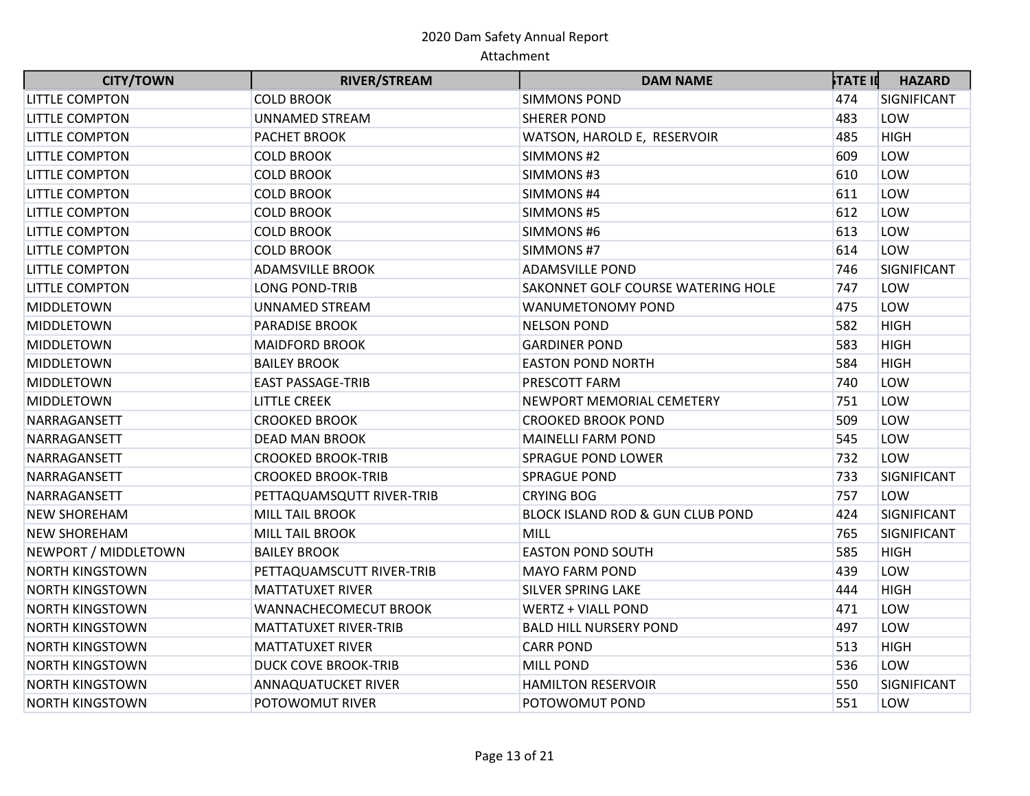2020 Dam Safety Annual Report
Attachment

| CITY/TOWN | RIVER/STREAM | DAM NAME | STATE ID | HAZARD |
|---|---|---|---|---|
| LITTLE COMPTON | COLD BROOK | SIMMONS POND | 474 | SIGNIFICANT |
| LITTLE COMPTON | UNNAMED STREAM | SHERER POND | 483 | LOW |
| LITTLE COMPTON | PACHET BROOK | WATSON, HAROLD E, RESERVOIR | 485 | HIGH |
| LITTLE COMPTON | COLD BROOK | SIMMONS #2 | 609 | LOW |
| LITTLE COMPTON | COLD BROOK | SIMMONS #3 | 610 | LOW |
| LITTLE COMPTON | COLD BROOK | SIMMONS #4 | 611 | LOW |
| LITTLE COMPTON | COLD BROOK | SIMMONS #5 | 612 | LOW |
| LITTLE COMPTON | COLD BROOK | SIMMONS #6 | 613 | LOW |
| LITTLE COMPTON | COLD BROOK | SIMMONS #7 | 614 | LOW |
| LITTLE COMPTON | ADAMSVILLE BROOK | ADAMSVILLE POND | 746 | SIGNIFICANT |
| LITTLE COMPTON | LONG POND-TRIB | SAKONNET GOLF COURSE WATERING HOLE | 747 | LOW |
| MIDDLETOWN | UNNAMED STREAM | WANUMETONOMY POND | 475 | LOW |
| MIDDLETOWN | PARADISE BROOK | NELSON POND | 582 | HIGH |
| MIDDLETOWN | MAIDFORD BROOK | GARDINER POND | 583 | HIGH |
| MIDDLETOWN | BAILEY BROOK | EASTON POND NORTH | 584 | HIGH |
| MIDDLETOWN | EAST PASSAGE-TRIB | PRESCOTT FARM | 740 | LOW |
| MIDDLETOWN | LITTLE CREEK | NEWPORT MEMORIAL CEMETERY | 751 | LOW |
| NARRAGANSETT | CROOKED BROOK | CROOKED BROOK POND | 509 | LOW |
| NARRAGANSETT | DEAD MAN BROOK | MAINELLI FARM POND | 545 | LOW |
| NARRAGANSETT | CROOKED BROOK-TRIB | SPRAGUE POND LOWER | 732 | LOW |
| NARRAGANSETT | CROOKED BROOK-TRIB | SPRAGUE POND | 733 | SIGNIFICANT |
| NARRAGANSETT | PETTAQUAMSQUTT RIVER-TRIB | CRYING BOG | 757 | LOW |
| NEW SHOREHAM | MILL TAIL BROOK | BLOCK ISLAND ROD & GUN CLUB POND | 424 | SIGNIFICANT |
| NEW SHOREHAM | MILL TAIL BROOK | MILL | 765 | SIGNIFICANT |
| NEWPORT / MIDDLETOWN | BAILEY BROOK | EASTON POND SOUTH | 585 | HIGH |
| NORTH KINGSTOWN | PETTAQUAMSCUTT RIVER-TRIB | MAYO FARM POND | 439 | LOW |
| NORTH KINGSTOWN | MATTATUXET RIVER | SILVER SPRING LAKE | 444 | HIGH |
| NORTH KINGSTOWN | WANNACHECOMECUT BROOK | WERTZ + VIALL POND | 471 | LOW |
| NORTH KINGSTOWN | MATTATUXET RIVER-TRIB | BALD HILL NURSERY POND | 497 | LOW |
| NORTH KINGSTOWN | MATTATUXET RIVER | CARR POND | 513 | HIGH |
| NORTH KINGSTOWN | DUCK COVE BROOK-TRIB | MILL POND | 536 | LOW |
| NORTH KINGSTOWN | ANNAQUATUCKET RIVER | HAMILTON RESERVOIR | 550 | SIGNIFICANT |
| NORTH KINGSTOWN | POTOWOMUT RIVER | POTOWOMUT POND | 551 | LOW |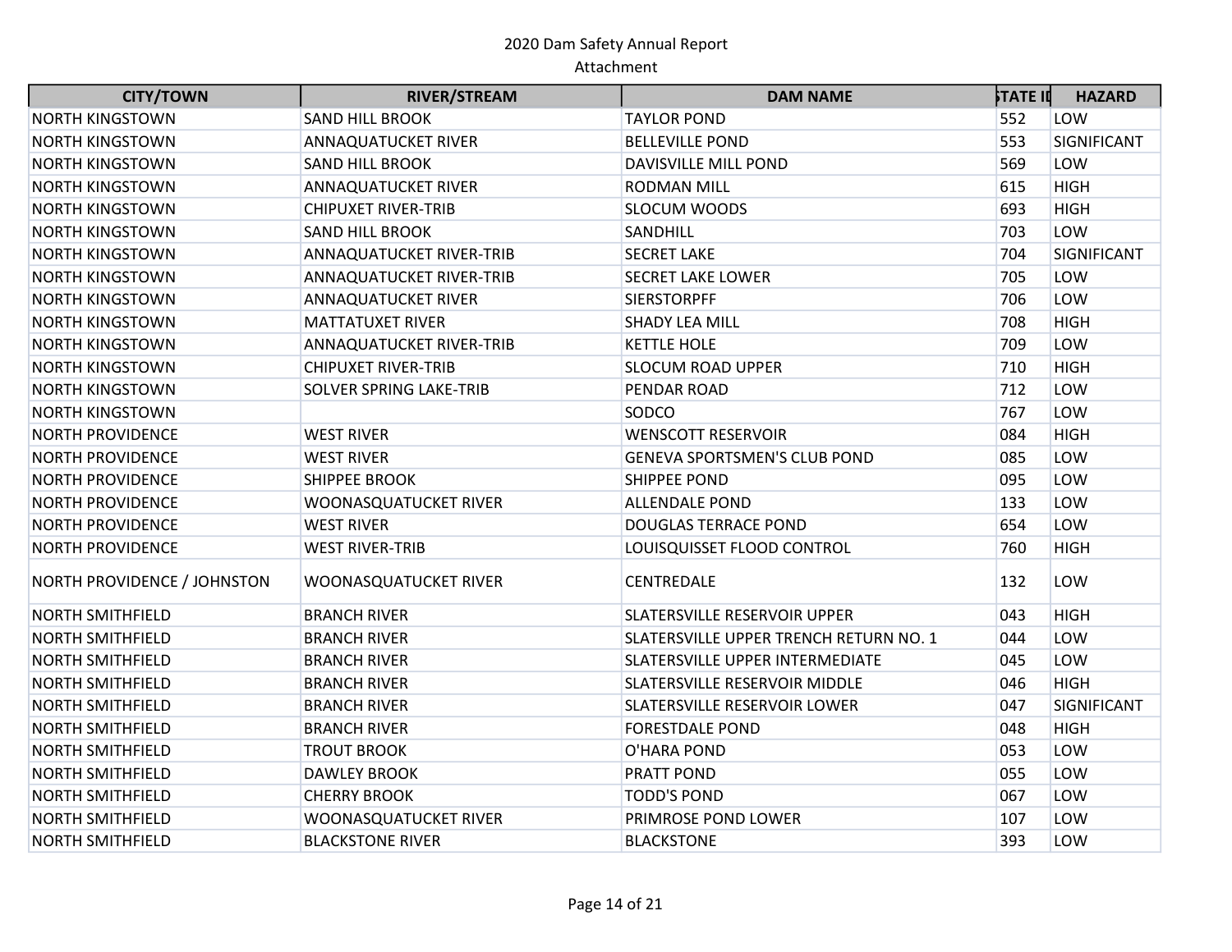2020 Dam Safety Annual Report

Attachment

| CITY/TOWN | RIVER/STREAM | DAM NAME | STATE ID | HAZARD |
|---|---|---|---|---|
| NORTH KINGSTOWN | SAND HILL BROOK | TAYLOR POND | 552 | LOW |
| NORTH KINGSTOWN | ANNAQUATUCKET RIVER | BELLEVILLE POND | 553 | SIGNIFICANT |
| NORTH KINGSTOWN | SAND HILL BROOK | DAVISVILLE MILL POND | 569 | LOW |
| NORTH KINGSTOWN | ANNAQUATUCKET RIVER | RODMAN MILL | 615 | HIGH |
| NORTH KINGSTOWN | CHIPUXET RIVER-TRIB | SLOCUM WOODS | 693 | HIGH |
| NORTH KINGSTOWN | SAND HILL BROOK | SANDHILL | 703 | LOW |
| NORTH KINGSTOWN | ANNAQUATUCKET RIVER-TRIB | SECRET LAKE | 704 | SIGNIFICANT |
| NORTH KINGSTOWN | ANNAQUATUCKET RIVER-TRIB | SECRET LAKE LOWER | 705 | LOW |
| NORTH KINGSTOWN | ANNAQUATUCKET RIVER | SIERSTORPFF | 706 | LOW |
| NORTH KINGSTOWN | MATTATUXET RIVER | SHADY LEA MILL | 708 | HIGH |
| NORTH KINGSTOWN | ANNAQUATUCKET RIVER-TRIB | KETTLE HOLE | 709 | LOW |
| NORTH KINGSTOWN | CHIPUXET RIVER-TRIB | SLOCUM ROAD UPPER | 710 | HIGH |
| NORTH KINGSTOWN | SOLVER SPRING LAKE-TRIB | PENDAR ROAD | 712 | LOW |
| NORTH KINGSTOWN | | SODCO | 767 | LOW |
| NORTH PROVIDENCE | WEST RIVER | WENSCOTT RESERVOIR | 084 | HIGH |
| NORTH PROVIDENCE | WEST RIVER | GENEVA SPORTSMEN'S CLUB POND | 085 | LOW |
| NORTH PROVIDENCE | SHIPPEE BROOK | SHIPPEE POND | 095 | LOW |
| NORTH PROVIDENCE | WOONASQUATUCKET RIVER | ALLENDALE POND | 133 | LOW |
| NORTH PROVIDENCE | WEST RIVER | DOUGLAS TERRACE POND | 654 | LOW |
| NORTH PROVIDENCE | WEST RIVER-TRIB | LOUISQUISSET FLOOD CONTROL | 760 | HIGH |
| NORTH PROVIDENCE / JOHNSTON | WOONASQUATUCKET RIVER | CENTREDALE | 132 | LOW |
| NORTH SMITHFIELD | BRANCH RIVER | SLATERSVILLE RESERVOIR UPPER | 043 | HIGH |
| NORTH SMITHFIELD | BRANCH RIVER | SLATERSVILLE UPPER TRENCH RETURN NO. 1 | 044 | LOW |
| NORTH SMITHFIELD | BRANCH RIVER | SLATERSVILLE UPPER INTERMEDIATE | 045 | LOW |
| NORTH SMITHFIELD | BRANCH RIVER | SLATERSVILLE RESERVOIR MIDDLE | 046 | HIGH |
| NORTH SMITHFIELD | BRANCH RIVER | SLATERSVILLE RESERVOIR LOWER | 047 | SIGNIFICANT |
| NORTH SMITHFIELD | BRANCH RIVER | FORESTDALE POND | 048 | HIGH |
| NORTH SMITHFIELD | TROUT BROOK | O'HARA POND | 053 | LOW |
| NORTH SMITHFIELD | DAWLEY BROOK | PRATT POND | 055 | LOW |
| NORTH SMITHFIELD | CHERRY BROOK | TODD'S POND | 067 | LOW |
| NORTH SMITHFIELD | WOONASQUATUCKET RIVER | PRIMROSE POND LOWER | 107 | LOW |
| NORTH SMITHFIELD | BLACKSTONE RIVER | BLACKSTONE | 393 | LOW |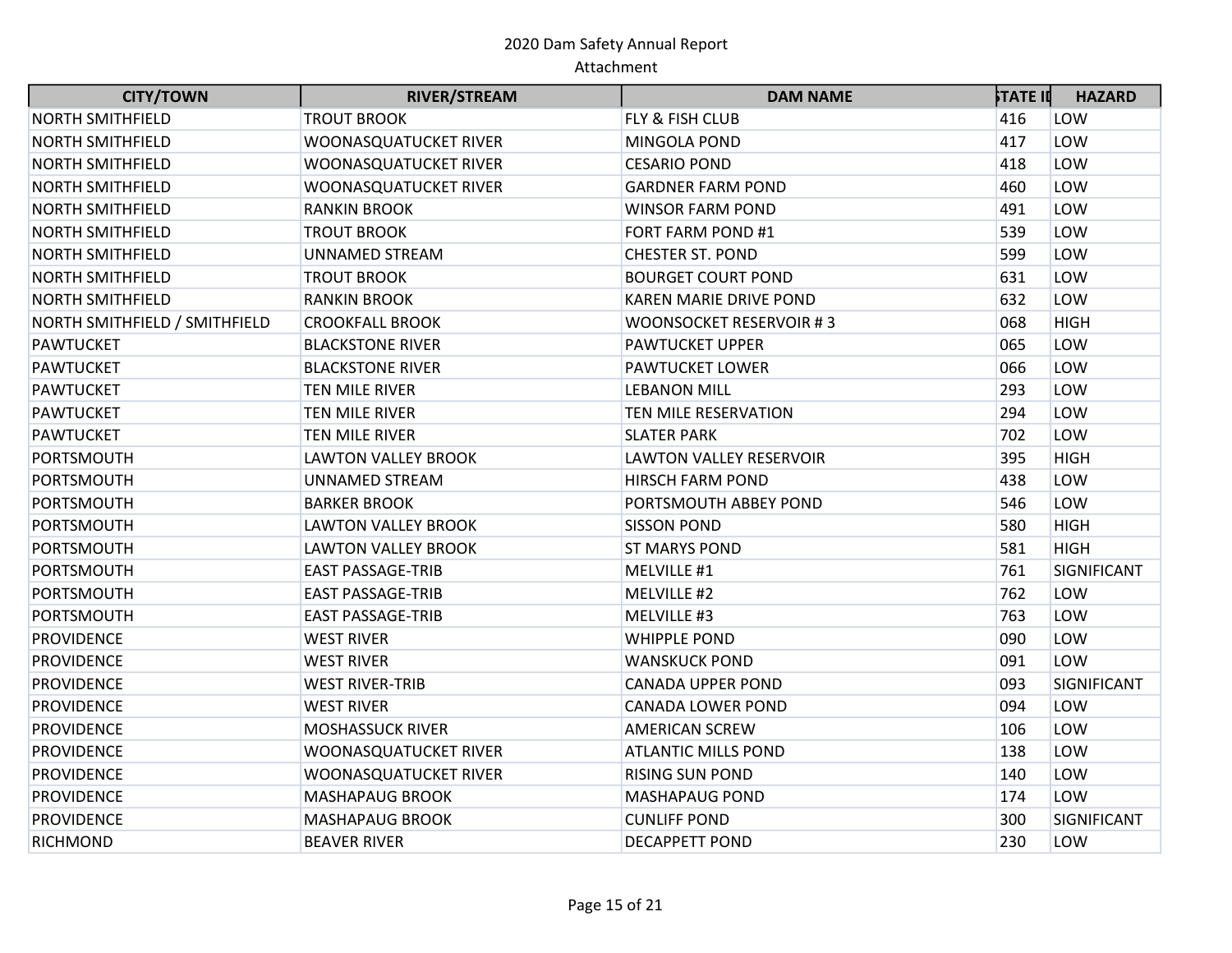2020 Dam Safety Annual Report
Attachment

| CITY/TOWN | RIVER/STREAM | DAM NAME | STATE ID | HAZARD |
|---|---|---|---|---|
| NORTH SMITHFIELD | TROUT BROOK | FLY & FISH CLUB | 416 | LOW |
| NORTH SMITHFIELD | WOONASQUATUCKET RIVER | MINGOLA POND | 417 | LOW |
| NORTH SMITHFIELD | WOONASQUATUCKET RIVER | CESARIO POND | 418 | LOW |
| NORTH SMITHFIELD | WOONASQUATUCKET RIVER | GARDNER FARM POND | 460 | LOW |
| NORTH SMITHFIELD | RANKIN BROOK | WINSOR FARM POND | 491 | LOW |
| NORTH SMITHFIELD | TROUT BROOK | FORT FARM POND #1 | 539 | LOW |
| NORTH SMITHFIELD | UNNAMED STREAM | CHESTER ST. POND | 599 | LOW |
| NORTH SMITHFIELD | TROUT BROOK | BOURGET COURT POND | 631 | LOW |
| NORTH SMITHFIELD | RANKIN BROOK | KAREN MARIE DRIVE POND | 632 | LOW |
| NORTH SMITHFIELD / SMITHFIELD | CROOKFALL BROOK | WOONSOCKET RESERVOIR # 3 | 068 | HIGH |
| PAWTUCKET | BLACKSTONE RIVER | PAWTUCKET UPPER | 065 | LOW |
| PAWTUCKET | BLACKSTONE RIVER | PAWTUCKET LOWER | 066 | LOW |
| PAWTUCKET | TEN MILE RIVER | LEBANON MILL | 293 | LOW |
| PAWTUCKET | TEN MILE RIVER | TEN MILE RESERVATION | 294 | LOW |
| PAWTUCKET | TEN MILE RIVER | SLATER PARK | 702 | LOW |
| PORTSMOUTH | LAWTON VALLEY BROOK | LAWTON VALLEY RESERVOIR | 395 | HIGH |
| PORTSMOUTH | UNNAMED STREAM | HIRSCH FARM POND | 438 | LOW |
| PORTSMOUTH | BARKER BROOK | PORTSMOUTH ABBEY POND | 546 | LOW |
| PORTSMOUTH | LAWTON VALLEY BROOK | SISSON POND | 580 | HIGH |
| PORTSMOUTH | LAWTON VALLEY BROOK | ST MARYS POND | 581 | HIGH |
| PORTSMOUTH | EAST PASSAGE-TRIB | MELVILLE #1 | 761 | SIGNIFICANT |
| PORTSMOUTH | EAST PASSAGE-TRIB | MELVILLE #2 | 762 | LOW |
| PORTSMOUTH | EAST PASSAGE-TRIB | MELVILLE #3 | 763 | LOW |
| PROVIDENCE | WEST RIVER | WHIPPLE POND | 090 | LOW |
| PROVIDENCE | WEST RIVER | WANSKUCK POND | 091 | LOW |
| PROVIDENCE | WEST RIVER-TRIB | CANADA UPPER POND | 093 | SIGNIFICANT |
| PROVIDENCE | WEST RIVER | CANADA LOWER POND | 094 | LOW |
| PROVIDENCE | MOSHASSUCK RIVER | AMERICAN SCREW | 106 | LOW |
| PROVIDENCE | WOONASQUATUCKET RIVER | ATLANTIC MILLS POND | 138 | LOW |
| PROVIDENCE | WOONASQUATUCKET RIVER | RISING SUN POND | 140 | LOW |
| PROVIDENCE | MASHAPAUG BROOK | MASHAPAUG POND | 174 | LOW |
| PROVIDENCE | MASHAPAUG BROOK | CUNLIFF POND | 300 | SIGNIFICANT |
| RICHMOND | BEAVER RIVER | DECAPPETT POND | 230 | LOW |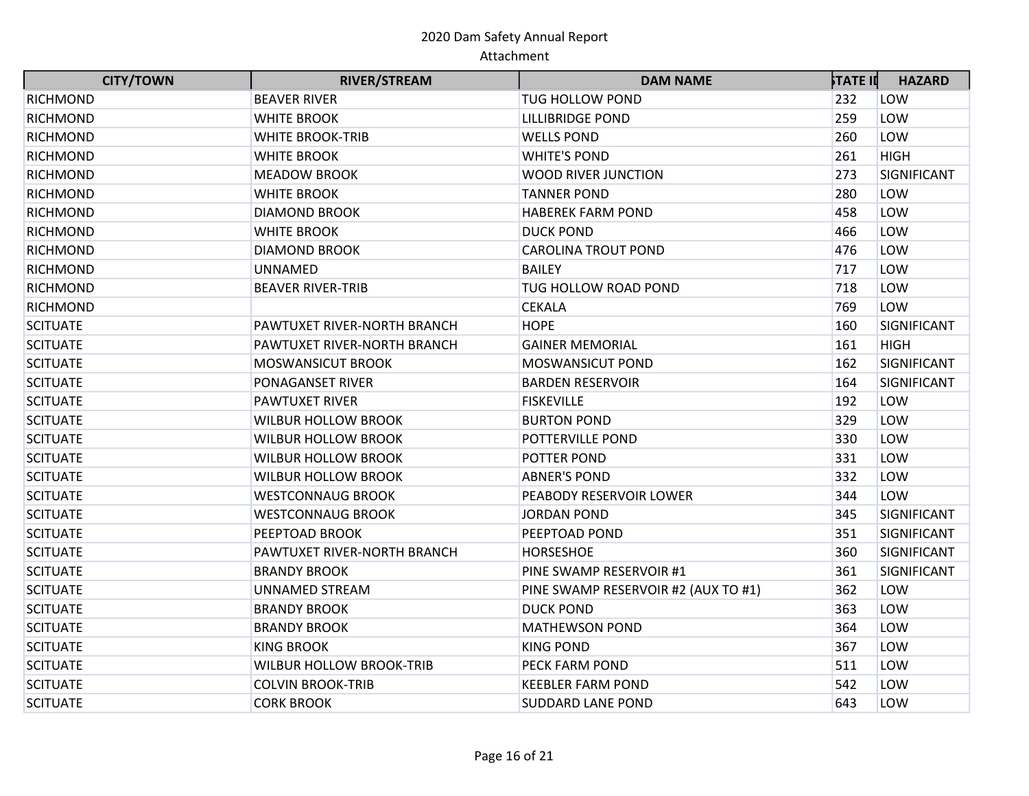| CITY/TOWN | RIVER/STREAM | DAM NAME | STATE ID | HAZARD |
|---|---|---|---|---|
| RICHMOND | BEAVER RIVER | TUG HOLLOW POND | 232 | LOW |
| RICHMOND | WHITE BROOK | LILLIBRIDGE POND | 259 | LOW |
| RICHMOND | WHITE BROOK-TRIB | WELLS POND | 260 | LOW |
| RICHMOND | WHITE BROOK | WHITE'S POND | 261 | HIGH |
| RICHMOND | MEADOW BROOK | WOOD RIVER JUNCTION | 273 | SIGNIFICANT |
| RICHMOND | WHITE BROOK | TANNER POND | 280 | LOW |
| RICHMOND | DIAMOND BROOK | HABEREK FARM POND | 458 | LOW |
| RICHMOND | WHITE BROOK | DUCK POND | 466 | LOW |
| RICHMOND | DIAMOND BROOK | CAROLINA TROUT POND | 476 | LOW |
| RICHMOND | UNNAMED | BAILEY | 717 | LOW |
| RICHMOND | BEAVER RIVER-TRIB | TUG HOLLOW ROAD POND | 718 | LOW |
| RICHMOND | | CEKALA | 769 | LOW |
| SCITUATE | PAWTUXET RIVER-NORTH BRANCH | HOPE | 160 | SIGNIFICANT |
| SCITUATE | PAWTUXET RIVER-NORTH BRANCH | GAINER MEMORIAL | 161 | HIGH |
| SCITUATE | MOSWANSICUT BROOK | MOSWANSICUT POND | 162 | SIGNIFICANT |
| SCITUATE | PONAGANSET RIVER | BARDEN RESERVOIR | 164 | SIGNIFICANT |
| SCITUATE | PAWTUXET RIVER | FISKEVILLE | 192 | LOW |
| SCITUATE | WILBUR HOLLOW BROOK | BURTON POND | 329 | LOW |
| SCITUATE | WILBUR HOLLOW BROOK | POTTERVILLE POND | 330 | LOW |
| SCITUATE | WILBUR HOLLOW BROOK | POTTER POND | 331 | LOW |
| SCITUATE | WILBUR HOLLOW BROOK | ABNER'S POND | 332 | LOW |
| SCITUATE | WESTCONNAUG BROOK | PEABODY RESERVOIR LOWER | 344 | LOW |
| SCITUATE | WESTCONNAUG BROOK | JORDAN POND | 345 | SIGNIFICANT |
| SCITUATE | PEEPTOAD BROOK | PEEPTOAD POND | 351 | SIGNIFICANT |
| SCITUATE | PAWTUXET RIVER-NORTH BRANCH | HORSESHOE | 360 | SIGNIFICANT |
| SCITUATE | BRANDY BROOK | PINE SWAMP RESERVOIR #1 | 361 | SIGNIFICANT |
| SCITUATE | UNNAMED STREAM | PINE SWAMP RESERVOIR #2 (AUX TO #1) | 362 | LOW |
| SCITUATE | BRANDY BROOK | DUCK POND | 363 | LOW |
| SCITUATE | BRANDY BROOK | MATHEWSON POND | 364 | LOW |
| SCITUATE | KING BROOK | KING POND | 367 | LOW |
| SCITUATE | WILBUR HOLLOW BROOK-TRIB | PECK FARM POND | 511 | LOW |
| SCITUATE | COLVIN BROOK-TRIB | KEEBLER FARM POND | 542 | LOW |
| SCITUATE | CORK BROOK | SUDDARD LANE POND | 643 | LOW |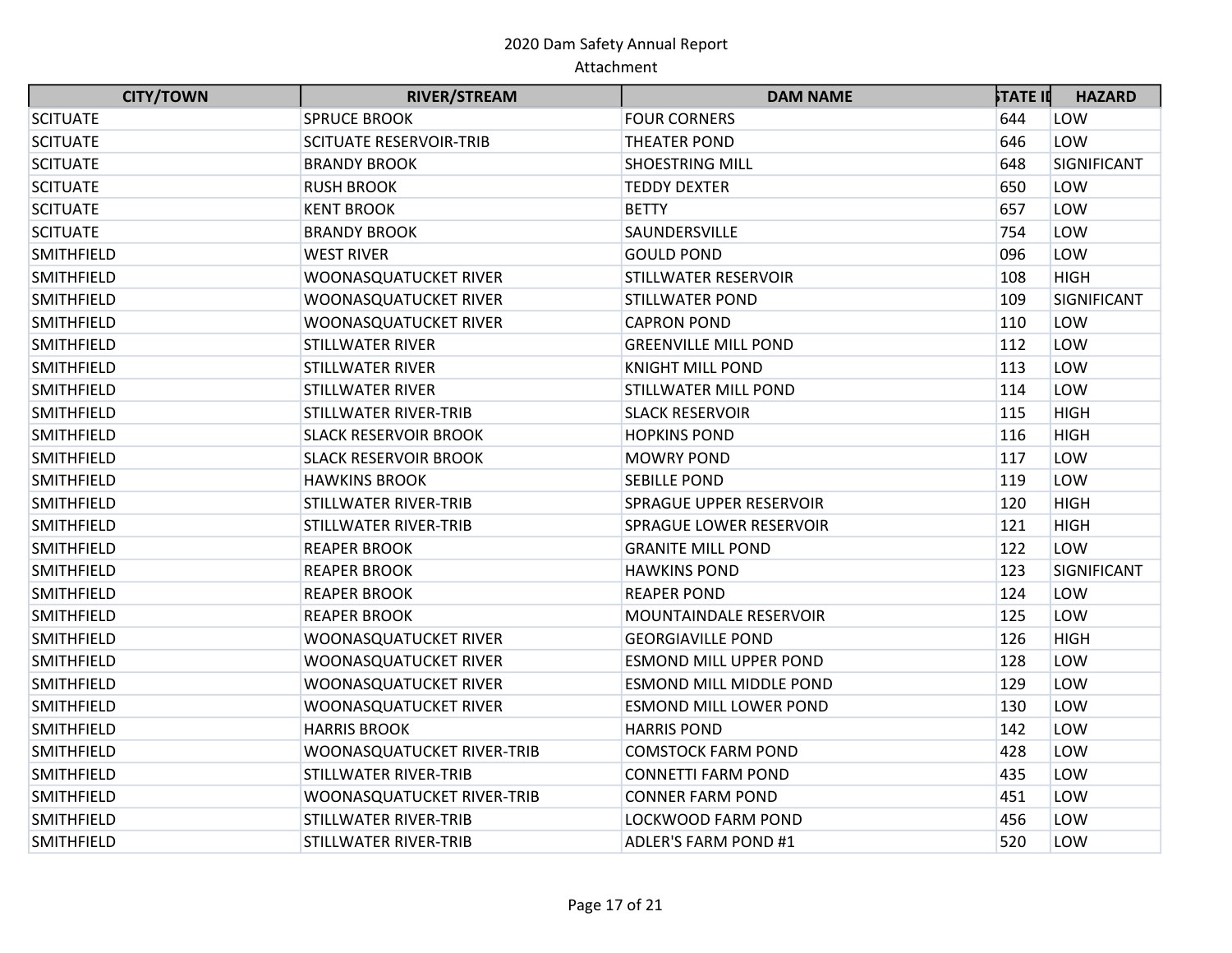2020 Dam Safety Annual Report
Attachment

| CITY/TOWN | RIVER/STREAM | DAM NAME | STATE ID | HAZARD |
|---|---|---|---|---|
| SCITUATE | SPRUCE BROOK | FOUR CORNERS | 644 | LOW |
| SCITUATE | SCITUATE RESERVOIR-TRIB | THEATER POND | 646 | LOW |
| SCITUATE | BRANDY BROOK | SHOESTRING MILL | 648 | SIGNIFICANT |
| SCITUATE | RUSH BROOK | TEDDY DEXTER | 650 | LOW |
| SCITUATE | KENT BROOK | BETTY | 657 | LOW |
| SCITUATE | BRANDY BROOK | SAUNDERSVILLE | 754 | LOW |
| SMITHFIELD | WEST RIVER | GOULD POND | 096 | LOW |
| SMITHFIELD | WOONASQUATUCKET RIVER | STILLWATER RESERVOIR | 108 | HIGH |
| SMITHFIELD | WOONASQUATUCKET RIVER | STILLWATER POND | 109 | SIGNIFICANT |
| SMITHFIELD | WOONASQUATUCKET RIVER | CAPRON POND | 110 | LOW |
| SMITHFIELD | STILLWATER RIVER | GREENVILLE MILL POND | 112 | LOW |
| SMITHFIELD | STILLWATER RIVER | KNIGHT MILL POND | 113 | LOW |
| SMITHFIELD | STILLWATER RIVER | STILLWATER MILL POND | 114 | LOW |
| SMITHFIELD | STILLWATER RIVER-TRIB | SLACK RESERVOIR | 115 | HIGH |
| SMITHFIELD | SLACK RESERVOIR BROOK | HOPKINS POND | 116 | HIGH |
| SMITHFIELD | SLACK RESERVOIR BROOK | MOWRY POND | 117 | LOW |
| SMITHFIELD | HAWKINS BROOK | SEBILLE POND | 119 | LOW |
| SMITHFIELD | STILLWATER RIVER-TRIB | SPRAGUE UPPER RESERVOIR | 120 | HIGH |
| SMITHFIELD | STILLWATER RIVER-TRIB | SPRAGUE LOWER RESERVOIR | 121 | HIGH |
| SMITHFIELD | REAPER BROOK | GRANITE MILL POND | 122 | LOW |
| SMITHFIELD | REAPER BROOK | HAWKINS POND | 123 | SIGNIFICANT |
| SMITHFIELD | REAPER BROOK | REAPER POND | 124 | LOW |
| SMITHFIELD | REAPER BROOK | MOUNTAINDALE RESERVOIR | 125 | LOW |
| SMITHFIELD | WOONASQUATUCKET RIVER | GEORGIAVILLE POND | 126 | HIGH |
| SMITHFIELD | WOONASQUATUCKET RIVER | ESMOND MILL UPPER POND | 128 | LOW |
| SMITHFIELD | WOONASQUATUCKET RIVER | ESMOND MILL MIDDLE POND | 129 | LOW |
| SMITHFIELD | WOONASQUATUCKET RIVER | ESMOND MILL LOWER POND | 130 | LOW |
| SMITHFIELD | HARRIS BROOK | HARRIS POND | 142 | LOW |
| SMITHFIELD | WOONASQUATUCKET RIVER-TRIB | COMSTOCK FARM POND | 428 | LOW |
| SMITHFIELD | STILLWATER RIVER-TRIB | CONNETTI FARM POND | 435 | LOW |
| SMITHFIELD | WOONASQUATUCKET RIVER-TRIB | CONNER FARM POND | 451 | LOW |
| SMITHFIELD | STILLWATER RIVER-TRIB | LOCKWOOD FARM POND | 456 | LOW |
| SMITHFIELD | STILLWATER RIVER-TRIB | ADLER'S FARM POND #1 | 520 | LOW |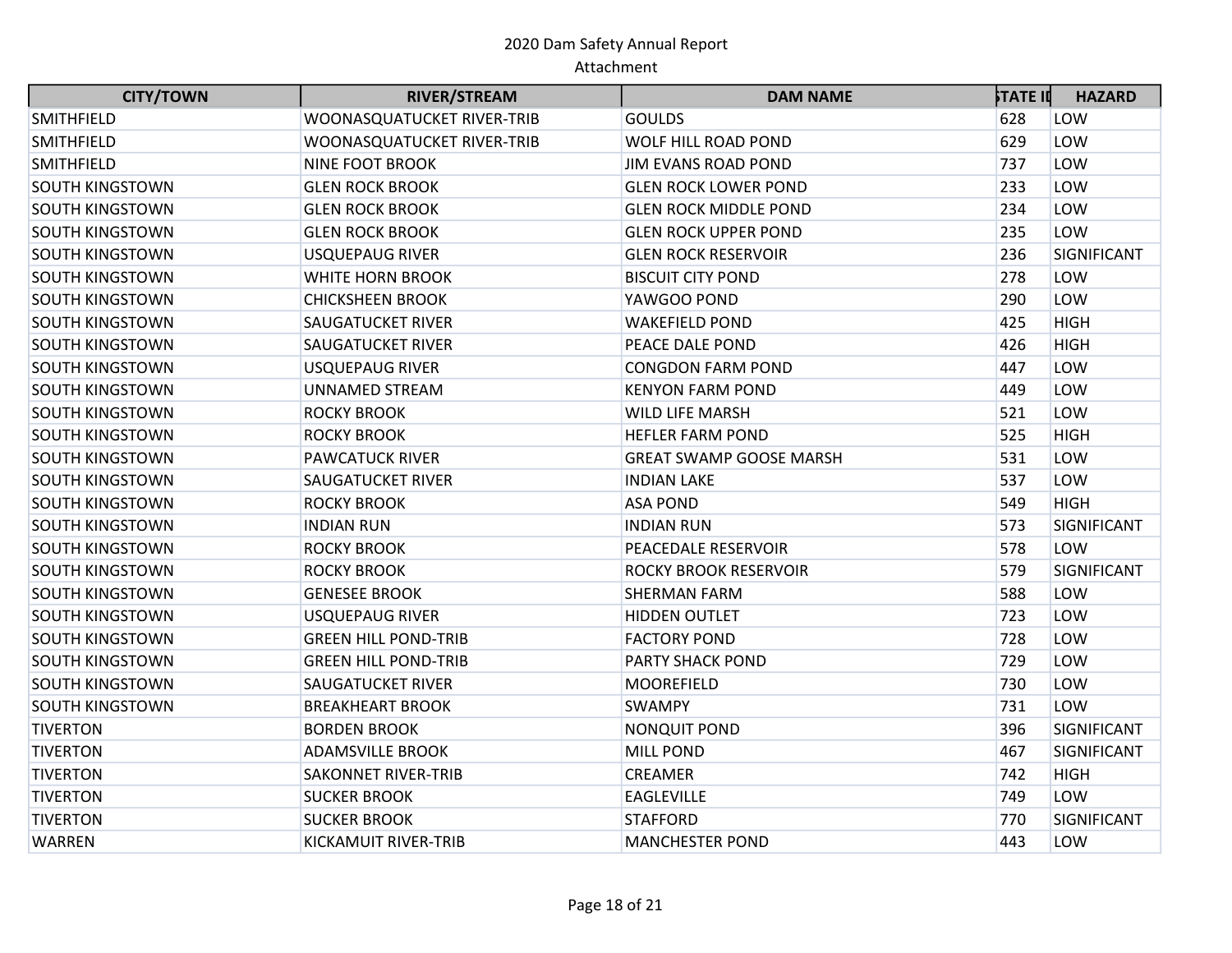2020 Dam Safety Annual Report
Attachment

| CITY/TOWN | RIVER/STREAM | DAM NAME | STATE ID | HAZARD |
|---|---|---|---|---|
| SMITHFIELD | WOONASQUATUCKET RIVER-TRIB | GOULDS | 628 | LOW |
| SMITHFIELD | WOONASQUATUCKET RIVER-TRIB | WOLF HILL ROAD POND | 629 | LOW |
| SMITHFIELD | NINE FOOT BROOK | JIM EVANS ROAD POND | 737 | LOW |
| SOUTH KINGSTOWN | GLEN ROCK BROOK | GLEN ROCK LOWER POND | 233 | LOW |
| SOUTH KINGSTOWN | GLEN ROCK BROOK | GLEN ROCK MIDDLE POND | 234 | LOW |
| SOUTH KINGSTOWN | GLEN ROCK BROOK | GLEN ROCK UPPER POND | 235 | LOW |
| SOUTH KINGSTOWN | USQUEPAUG RIVER | GLEN ROCK RESERVOIR | 236 | SIGNIFICANT |
| SOUTH KINGSTOWN | WHITE HORN BROOK | BISCUIT CITY POND | 278 | LOW |
| SOUTH KINGSTOWN | CHICKSHEEN BROOK | YAWGOO POND | 290 | LOW |
| SOUTH KINGSTOWN | SAUGATUCKET RIVER | WAKEFIELD POND | 425 | HIGH |
| SOUTH KINGSTOWN | SAUGATUCKET RIVER | PEACE DALE POND | 426 | HIGH |
| SOUTH KINGSTOWN | USQUEPAUG RIVER | CONGDON FARM POND | 447 | LOW |
| SOUTH KINGSTOWN | UNNAMED STREAM | KENYON FARM POND | 449 | LOW |
| SOUTH KINGSTOWN | ROCKY BROOK | WILD LIFE MARSH | 521 | LOW |
| SOUTH KINGSTOWN | ROCKY BROOK | HEFLER FARM POND | 525 | HIGH |
| SOUTH KINGSTOWN | PAWCATUCK RIVER | GREAT SWAMP GOOSE MARSH | 531 | LOW |
| SOUTH KINGSTOWN | SAUGATUCKET RIVER | INDIAN LAKE | 537 | LOW |
| SOUTH KINGSTOWN | ROCKY BROOK | ASA POND | 549 | HIGH |
| SOUTH KINGSTOWN | INDIAN RUN | INDIAN RUN | 573 | SIGNIFICANT |
| SOUTH KINGSTOWN | ROCKY BROOK | PEACEDALE RESERVOIR | 578 | LOW |
| SOUTH KINGSTOWN | ROCKY BROOK | ROCKY BROOK RESERVOIR | 579 | SIGNIFICANT |
| SOUTH KINGSTOWN | GENESEE BROOK | SHERMAN FARM | 588 | LOW |
| SOUTH KINGSTOWN | USQUEPAUG RIVER | HIDDEN OUTLET | 723 | LOW |
| SOUTH KINGSTOWN | GREEN HILL POND-TRIB | FACTORY POND | 728 | LOW |
| SOUTH KINGSTOWN | GREEN HILL POND-TRIB | PARTY SHACK POND | 729 | LOW |
| SOUTH KINGSTOWN | SAUGATUCKET RIVER | MOOREFIELD | 730 | LOW |
| SOUTH KINGSTOWN | BREAKHEART BROOK | SWAMPY | 731 | LOW |
| TIVERTON | BORDEN BROOK | NONQUIT POND | 396 | SIGNIFICANT |
| TIVERTON | ADAMSVILLE BROOK | MILL POND | 467 | SIGNIFICANT |
| TIVERTON | SAKONNET RIVER-TRIB | CREAMER | 742 | HIGH |
| TIVERTON | SUCKER BROOK | EAGLEVILLE | 749 | LOW |
| TIVERTON | SUCKER BROOK | STAFFORD | 770 | SIGNIFICANT |
| WARREN | KICKAMUIT RIVER-TRIB | MANCHESTER POND | 443 | LOW |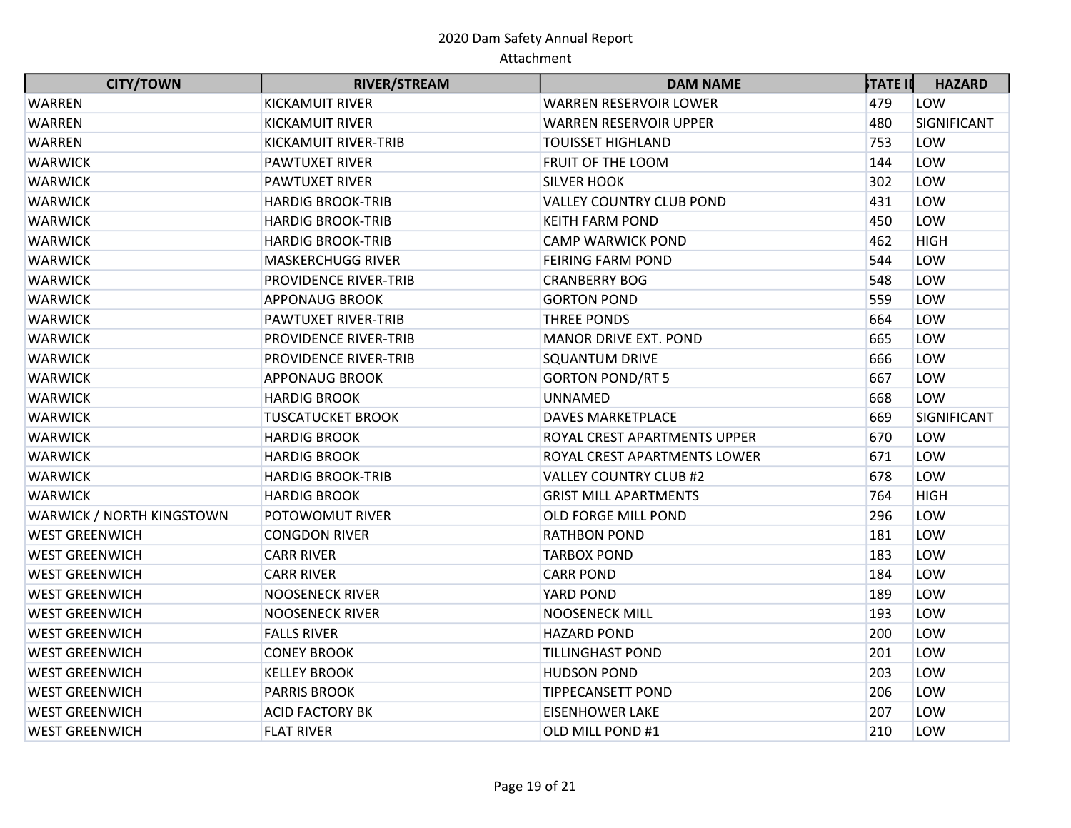| CITY/TOWN | RIVER/STREAM | DAM NAME | STATE ID | HAZARD |
| --- | --- | --- | --- | --- |
| WARREN | KICKAMUIT RIVER | WARREN RESERVOIR LOWER | 479 | LOW |
| WARREN | KICKAMUIT RIVER | WARREN RESERVOIR UPPER | 480 | SIGNIFICANT |
| WARREN | KICKAMUIT RIVER-TRIB | TOUISSET HIGHLAND | 753 | LOW |
| WARWICK | PAWTUXET RIVER | FRUIT OF THE LOOM | 144 | LOW |
| WARWICK | PAWTUXET RIVER | SILVER HOOK | 302 | LOW |
| WARWICK | HARDIG BROOK-TRIB | VALLEY COUNTRY CLUB POND | 431 | LOW |
| WARWICK | HARDIG BROOK-TRIB | KEITH FARM POND | 450 | LOW |
| WARWICK | HARDIG BROOK-TRIB | CAMP WARWICK POND | 462 | HIGH |
| WARWICK | MASKERCHUGG RIVER | FEIRING FARM POND | 544 | LOW |
| WARWICK | PROVIDENCE RIVER-TRIB | CRANBERRY BOG | 548 | LOW |
| WARWICK | APPONAUG BROOK | GORTON POND | 559 | LOW |
| WARWICK | PAWTUXET RIVER-TRIB | THREE PONDS | 664 | LOW |
| WARWICK | PROVIDENCE RIVER-TRIB | MANOR DRIVE EXT. POND | 665 | LOW |
| WARWICK | PROVIDENCE RIVER-TRIB | SQUANTUM DRIVE | 666 | LOW |
| WARWICK | APPONAUG BROOK | GORTON POND/RT 5 | 667 | LOW |
| WARWICK | HARDIG BROOK | UNNAMED | 668 | LOW |
| WARWICK | TUSCATUCKET BROOK | DAVES MARKETPLACE | 669 | SIGNIFICANT |
| WARWICK | HARDIG BROOK | ROYAL CREST APARTMENTS UPPER | 670 | LOW |
| WARWICK | HARDIG BROOK | ROYAL CREST APARTMENTS LOWER | 671 | LOW |
| WARWICK | HARDIG BROOK-TRIB | VALLEY COUNTRY CLUB #2 | 678 | LOW |
| WARWICK | HARDIG BROOK | GRIST MILL APARTMENTS | 764 | HIGH |
| WARWICK / NORTH KINGSTOWN | POTOWOMUT RIVER | OLD FORGE MILL POND | 296 | LOW |
| WEST GREENWICH | CONGDON RIVER | RATHBON POND | 181 | LOW |
| WEST GREENWICH | CARR RIVER | TARBOX POND | 183 | LOW |
| WEST GREENWICH | CARR RIVER | CARR POND | 184 | LOW |
| WEST GREENWICH | NOOSENECK RIVER | YARD POND | 189 | LOW |
| WEST GREENWICH | NOOSENECK RIVER | NOOSENECK MILL | 193 | LOW |
| WEST GREENWICH | FALLS RIVER | HAZARD POND | 200 | LOW |
| WEST GREENWICH | CONEY BROOK | TILLINGHAST POND | 201 | LOW |
| WEST GREENWICH | KELLEY BROOK | HUDSON POND | 203 | LOW |
| WEST GREENWICH | PARRIS BROOK | TIPPECANSETT POND | 206 | LOW |
| WEST GREENWICH | ACID FACTORY BK | EISENHOWER LAKE | 207 | LOW |
| WEST GREENWICH | FLAT RIVER | OLD MILL POND #1 | 210 | LOW |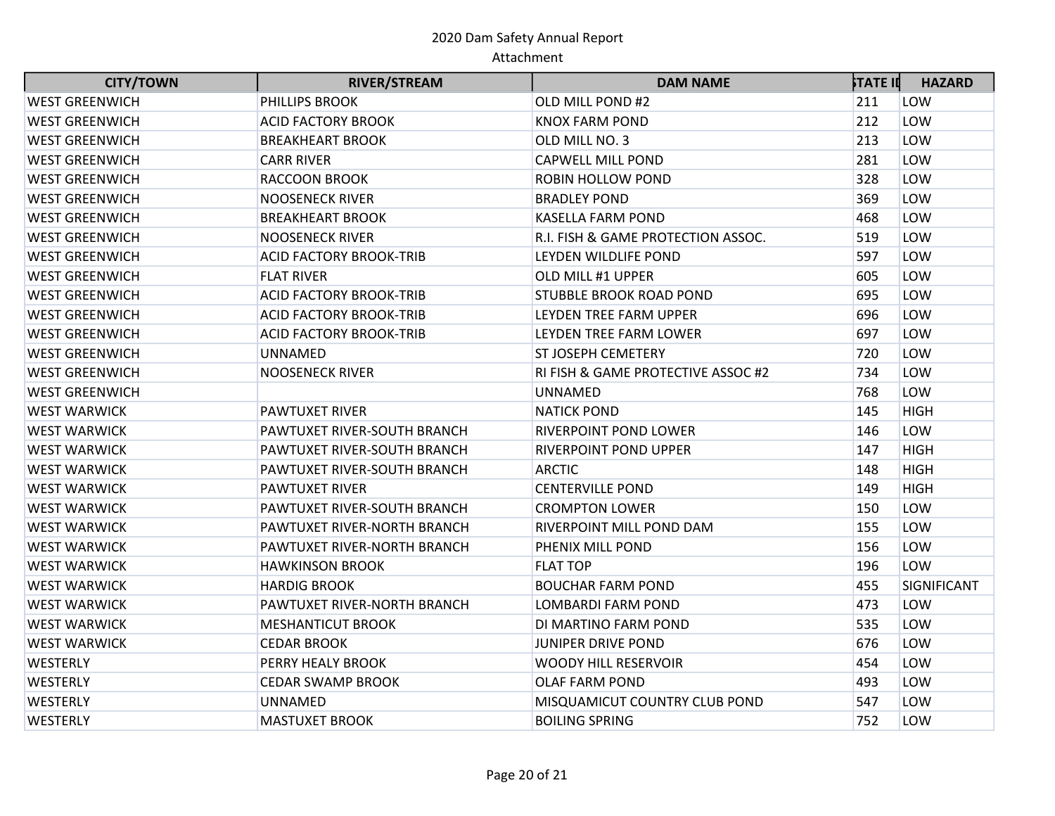2020 Dam Safety Annual Report
Attachment

| CITY/TOWN | RIVER/STREAM | DAM NAME | STATE ID | HAZARD |
|---|---|---|---|---|
| WEST GREENWICH | PHILLIPS BROOK | OLD MILL POND #2 | 211 | LOW |
| WEST GREENWICH | ACID FACTORY BROOK | KNOX FARM POND | 212 | LOW |
| WEST GREENWICH | BREAKHEART BROOK | OLD MILL NO. 3 | 213 | LOW |
| WEST GREENWICH | CARR RIVER | CAPWELL MILL POND | 281 | LOW |
| WEST GREENWICH | RACCOON BROOK | ROBIN HOLLOW POND | 328 | LOW |
| WEST GREENWICH | NOOSENECK RIVER | BRADLEY POND | 369 | LOW |
| WEST GREENWICH | BREAKHEART BROOK | KASELLA FARM POND | 468 | LOW |
| WEST GREENWICH | NOOSENECK RIVER | R.I. FISH & GAME PROTECTION ASSOC. | 519 | LOW |
| WEST GREENWICH | ACID FACTORY BROOK-TRIB | LEYDEN WILDLIFE POND | 597 | LOW |
| WEST GREENWICH | FLAT RIVER | OLD MILL #1 UPPER | 605 | LOW |
| WEST GREENWICH | ACID FACTORY BROOK-TRIB | STUBBLE BROOK ROAD POND | 695 | LOW |
| WEST GREENWICH | ACID FACTORY BROOK-TRIB | LEYDEN TREE FARM UPPER | 696 | LOW |
| WEST GREENWICH | ACID FACTORY BROOK-TRIB | LEYDEN TREE FARM LOWER | 697 | LOW |
| WEST GREENWICH | UNNAMED | ST JOSEPH CEMETERY | 720 | LOW |
| WEST GREENWICH | NOOSENECK RIVER | RI FISH & GAME PROTECTIVE ASSOC #2 | 734 | LOW |
| WEST GREENWICH | | UNNAMED | 768 | LOW |
| WEST WARWICK | PAWTUXET RIVER | NATICK POND | 145 | HIGH |
| WEST WARWICK | PAWTUXET RIVER-SOUTH BRANCH | RIVERPOINT POND LOWER | 146 | LOW |
| WEST WARWICK | PAWTUXET RIVER-SOUTH BRANCH | RIVERPOINT POND UPPER | 147 | HIGH |
| WEST WARWICK | PAWTUXET RIVER-SOUTH BRANCH | ARCTIC | 148 | HIGH |
| WEST WARWICK | PAWTUXET RIVER | CENTERVILLE POND | 149 | HIGH |
| WEST WARWICK | PAWTUXET RIVER-SOUTH BRANCH | CROMPTON LOWER | 150 | LOW |
| WEST WARWICK | PAWTUXET RIVER-NORTH BRANCH | RIVERPOINT MILL POND DAM | 155 | LOW |
| WEST WARWICK | PAWTUXET RIVER-NORTH BRANCH | PHENIX MILL POND | 156 | LOW |
| WEST WARWICK | HAWKINSON BROOK | FLAT TOP | 196 | LOW |
| WEST WARWICK | HARDIG BROOK | BOUCHAR FARM POND | 455 | SIGNIFICANT |
| WEST WARWICK | PAWTUXET RIVER-NORTH BRANCH | LOMBARDI FARM POND | 473 | LOW |
| WEST WARWICK | MESHANTICUT BROOK | DI MARTINO FARM POND | 535 | LOW |
| WEST WARWICK | CEDAR BROOK | JUNIPER DRIVE POND | 676 | LOW |
| WESTERLY | PERRY HEALY BROOK | WOODY HILL RESERVOIR | 454 | LOW |
| WESTERLY | CEDAR SWAMP BROOK | OLAF FARM POND | 493 | LOW |
| WESTERLY | UNNAMED | MISQUAMICUT COUNTRY CLUB POND | 547 | LOW |
| WESTERLY | MASTUXET BROOK | BOILING SPRING | 752 | LOW |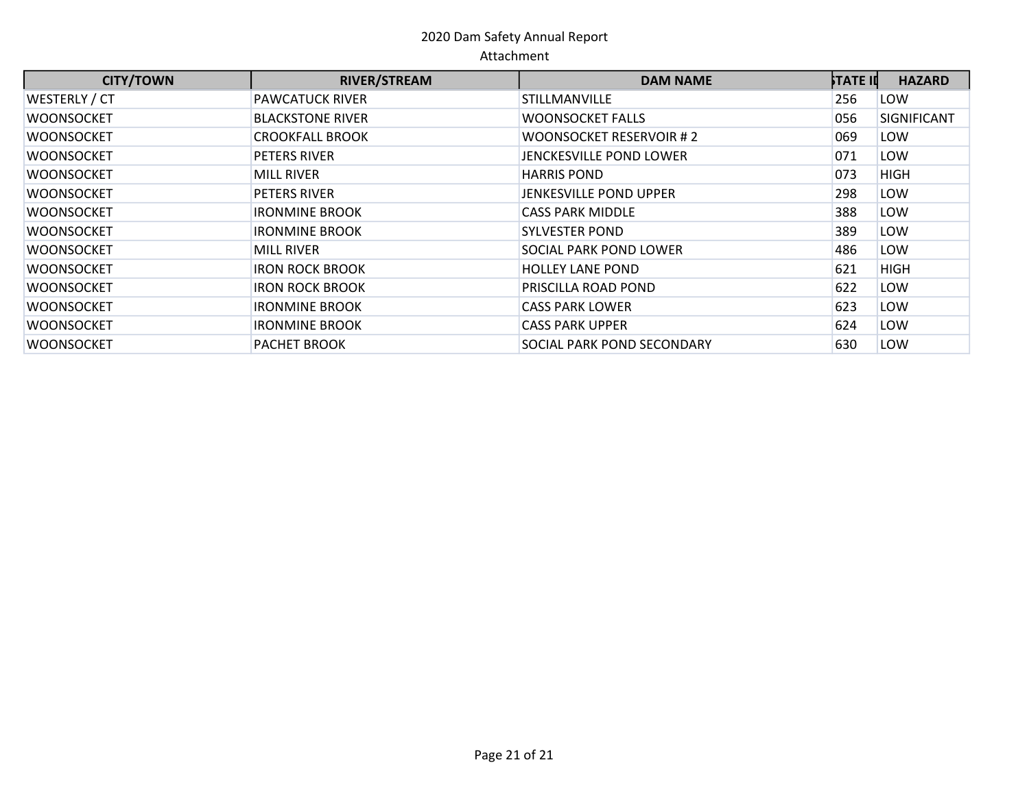2020 Dam Safety Annual Report

Attachment

| CITY/TOWN | RIVER/STREAM | DAM NAME | STATE ID | HAZARD |
|---|---|---|---|---|
| WESTERLY / CT | PAWCATUCK RIVER | STILLMANVILLE | 256 | LOW |
| WOONSOCKET | BLACKSTONE RIVER | WOONSOCKET FALLS | 056 | SIGNIFICANT |
| WOONSOCKET | CROOKFALL BROOK | WOONSOCKET RESERVOIR # 2 | 069 | LOW |
| WOONSOCKET | PETERS RIVER | JENCKESVILLE POND LOWER | 071 | LOW |
| WOONSOCKET | MILL RIVER | HARRIS POND | 073 | HIGH |
| WOONSOCKET | PETERS RIVER | JENKESVILLE POND UPPER | 298 | LOW |
| WOONSOCKET | IRONMINE BROOK | CASS PARK MIDDLE | 388 | LOW |
| WOONSOCKET | IRONMINE BROOK | SYLVESTER POND | 389 | LOW |
| WOONSOCKET | MILL RIVER | SOCIAL PARK POND LOWER | 486 | LOW |
| WOONSOCKET | IRON ROCK BROOK | HOLLEY LANE POND | 621 | HIGH |
| WOONSOCKET | IRON ROCK BROOK | PRISCILLA ROAD POND | 622 | LOW |
| WOONSOCKET | IRONMINE BROOK | CASS PARK LOWER | 623 | LOW |
| WOONSOCKET | IRONMINE BROOK | CASS PARK UPPER | 624 | LOW |
| WOONSOCKET | PACHET BROOK | SOCIAL PARK POND SECONDARY | 630 | LOW |